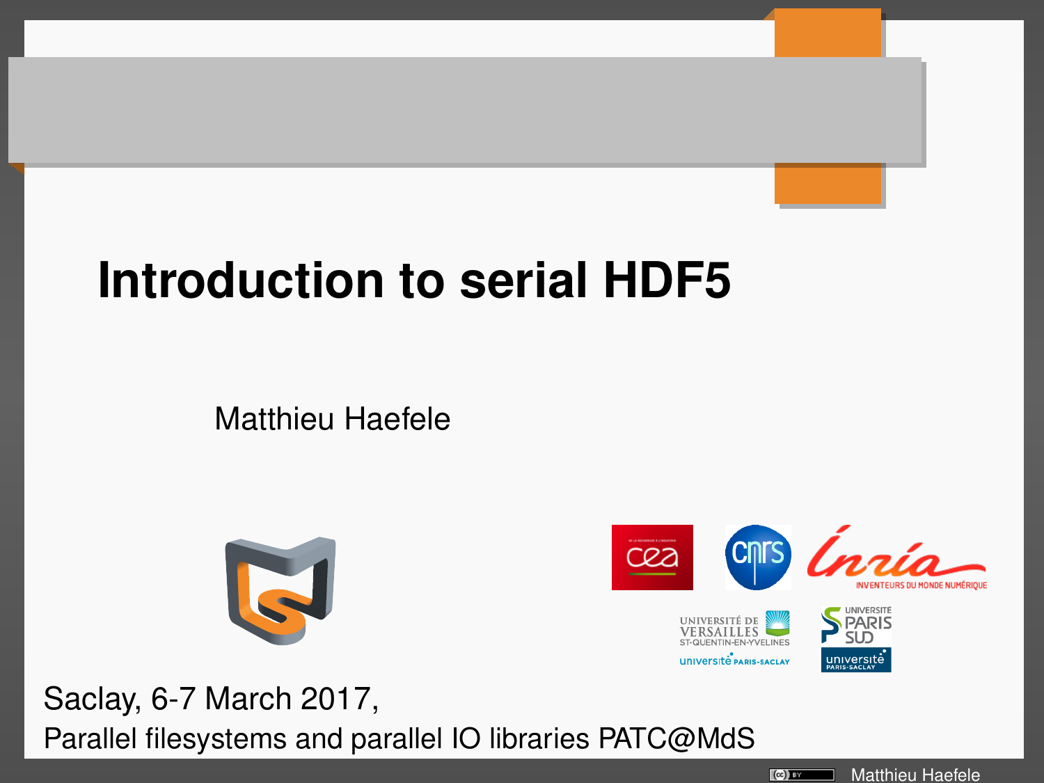# Introduction to serial HDF5

Matthieu Haefele

Saclay, 6-7 March 2017,

Parallel filesystems and parallel IO libraries PATC@MdS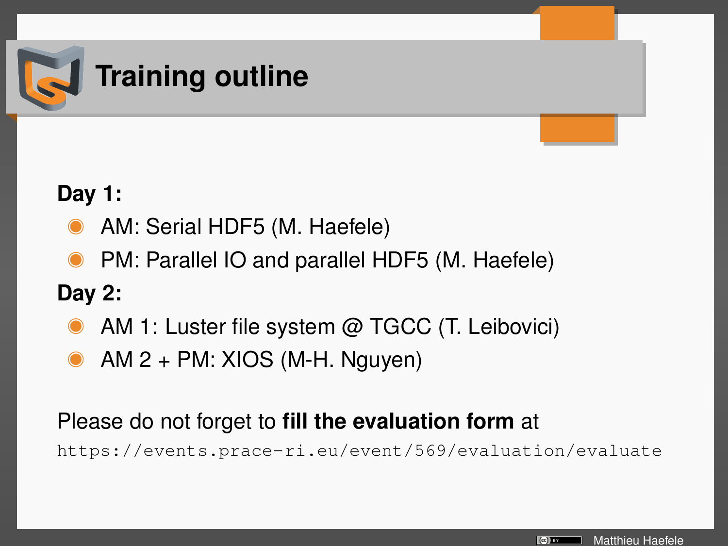# Training outline

**Day 1:**

- AM: Serial HDF5 (M. Haefele)
- PM: Parallel IO and parallel HDF5 (M. Haefele)

**Day 2:**

- AM 1: Luster file system @ TGCC (T. Leibovici)
- AM 2 + PM: XIOS (M-H. Nguyen)

Please do not forget to **fill the evaluation form** at
`https://events.prace-ri.eu/event/569/evaluation/evaluate`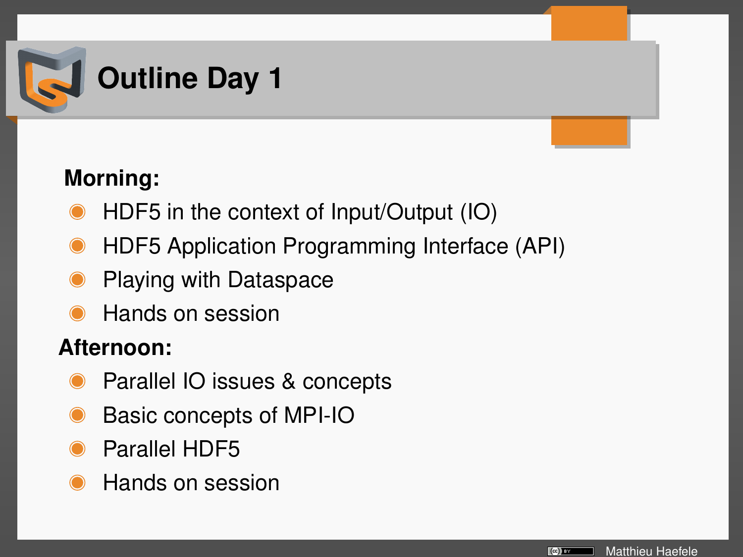# Outline Day 1

**Morning:**

- HDF5 in the context of Input/Output (IO)
- HDF5 Application Programming Interface (API)
- Playing with Dataspace
- Hands on session

**Afternoon:**

- Parallel IO issues & concepts
- Basic concepts of MPI-IO
- Parallel HDF5
- Hands on session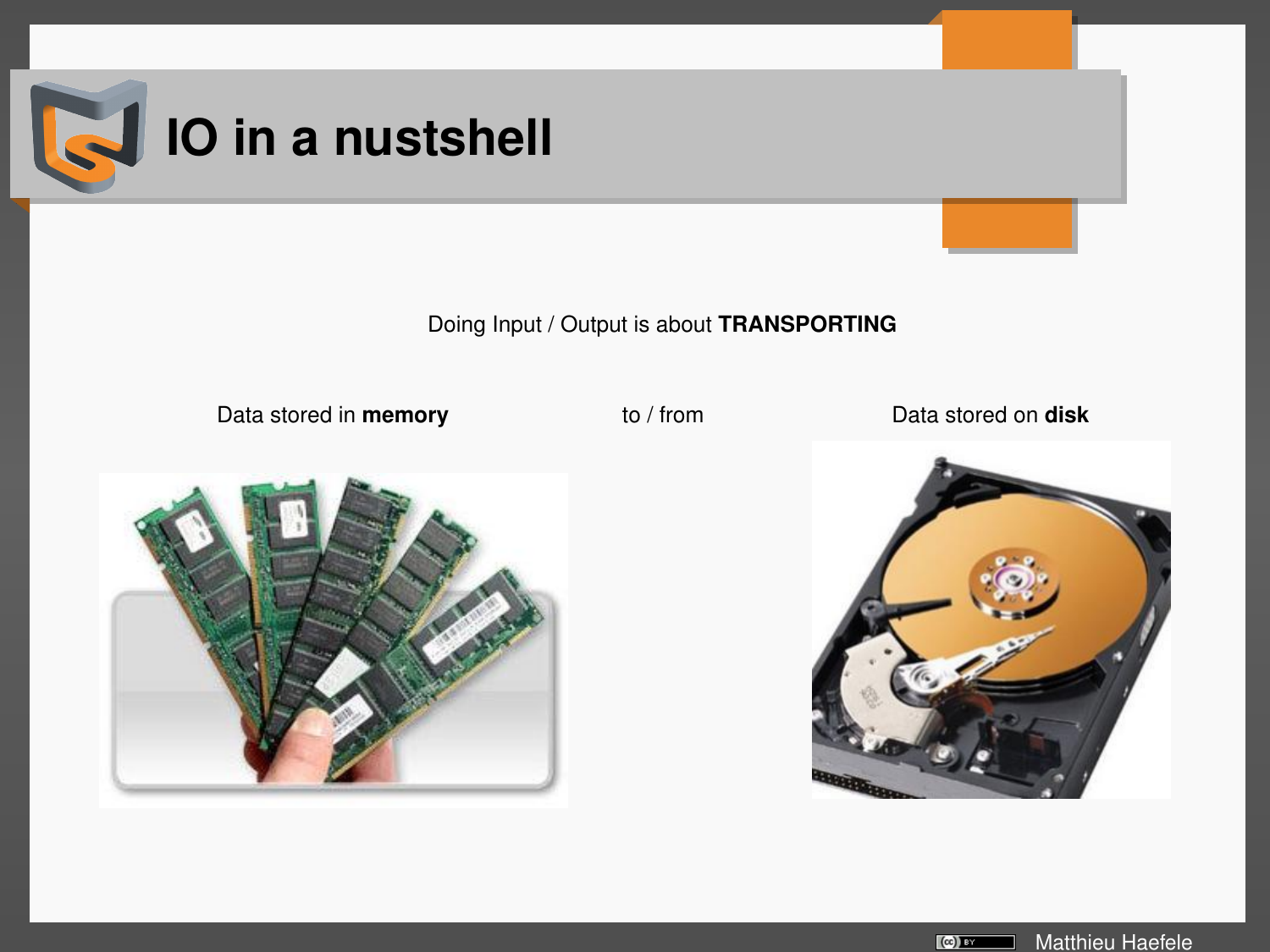# IO in a nustshell

Doing Input / Output is about **TRANSPORTING**

Data stored in **memory** to / from Data stored on **disk**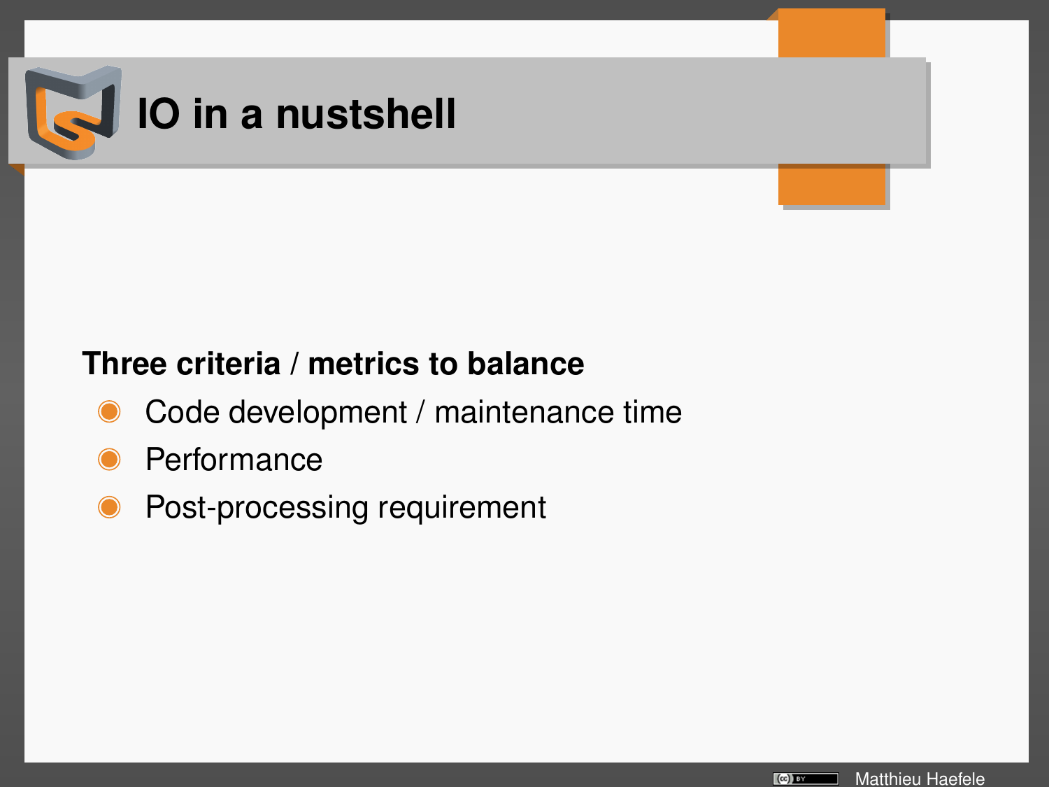# IO in a nustshell

**Three criteria / metrics to balance**

- Code development / maintenance time
- Performance
- Post-processing requirement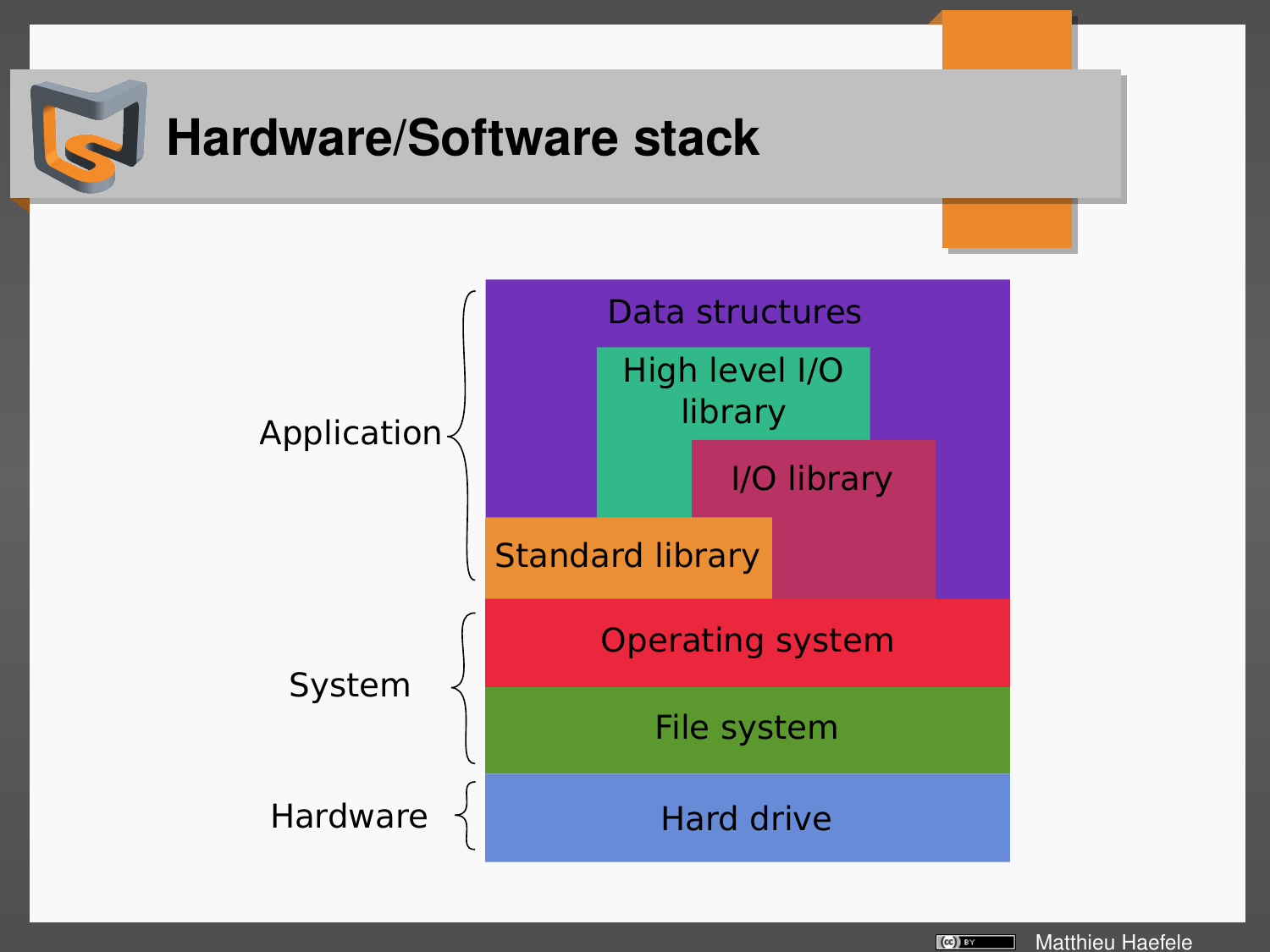# Hardware/Software stack

- **Application**
  - Data structures
  - High level I/O library
  - I/O library
  - Standard library
- **System**
  - Operating system
  - File system
- **Hardware**
  - Hard drive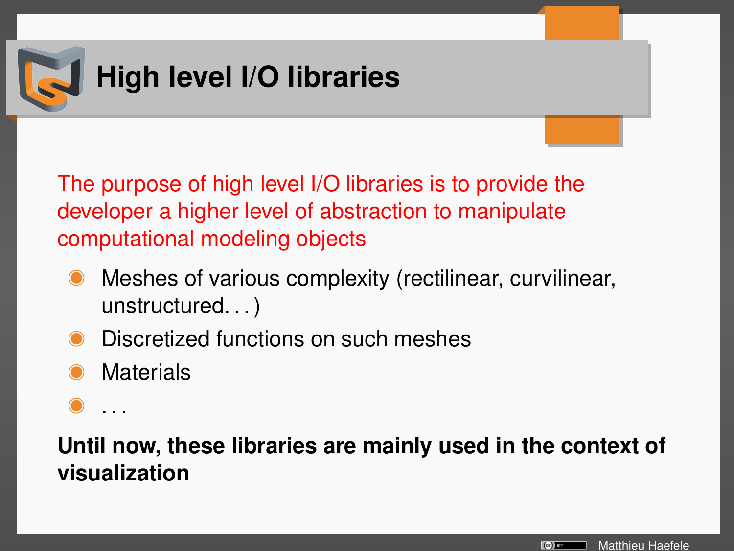# High level I/O libraries

The purpose of high level I/O libraries is to provide the developer a higher level of abstraction to manipulate computational modeling objects

- Meshes of various complexity (rectilinear, curvilinear, unstructured...)
- Discretized functions on such meshes
- Materials
- ...

**Until now, these libraries are mainly used in the context of visualization**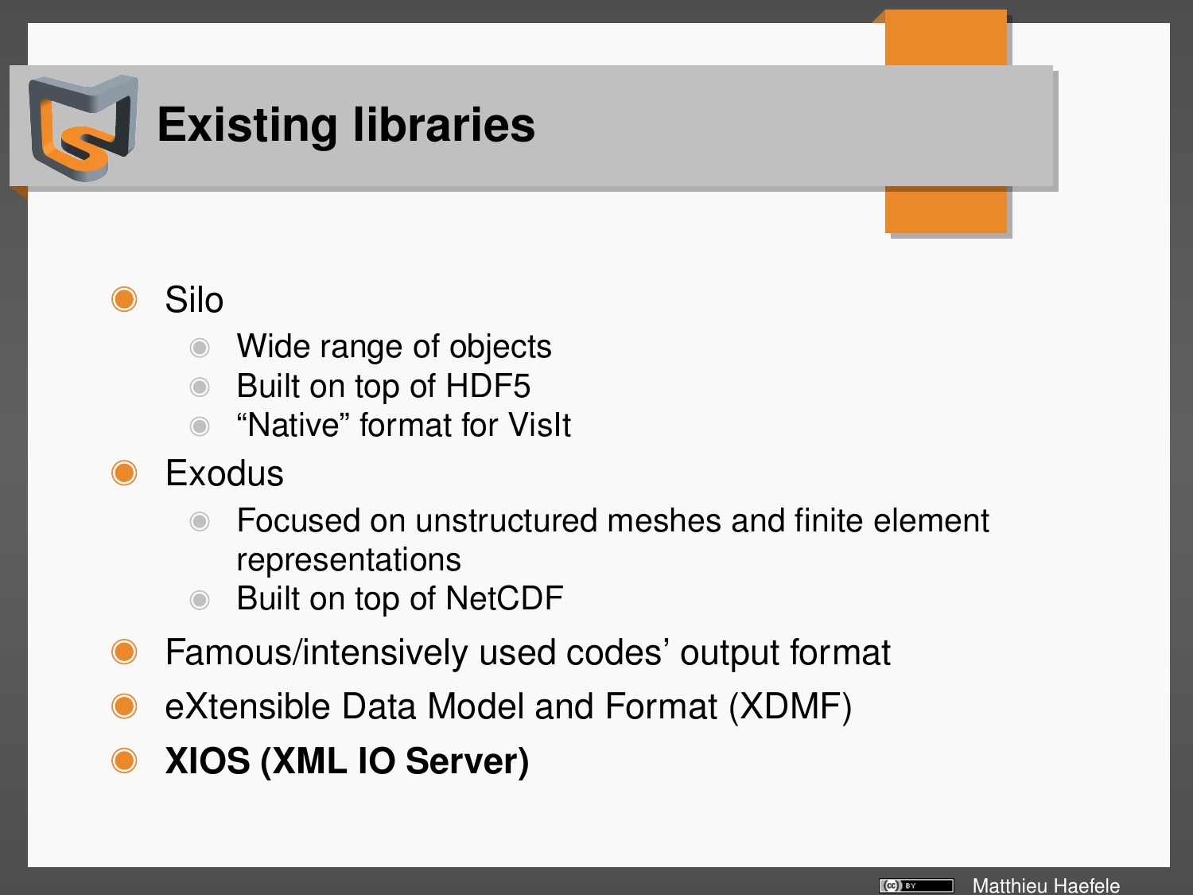# Existing libraries

- Silo
  - Wide range of objects
  - Built on top of HDF5
  - “Native” format for VisIt
- Exodus
  - Focused on unstructured meshes and finite element representations
  - Built on top of NetCDF
- Famous/intensively used codes’ output format
- eXtensible Data Model and Format (XDMF)
- **XIOS (XML IO Server)**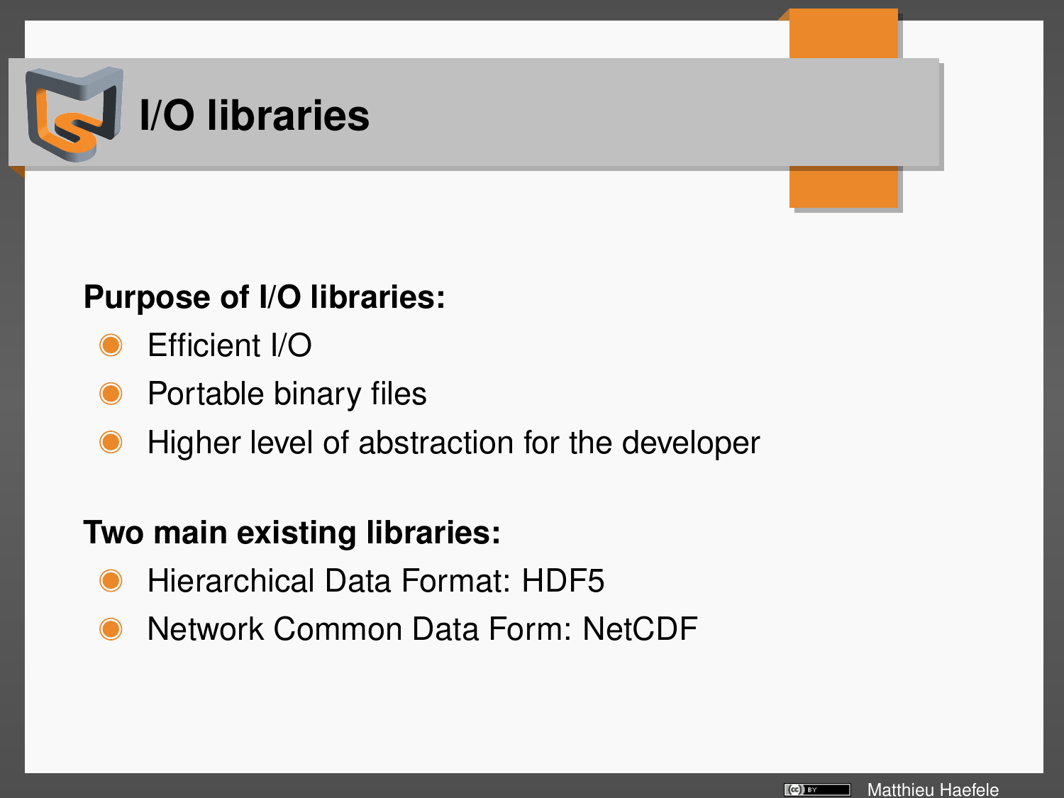# I/O libraries

**Purpose of I/O libraries:**

- Efficient I/O
- Portable binary files
- Higher level of abstraction for the developer

**Two main existing libraries:**

- Hierarchical Data Format: HDF5
- Network Common Data Form: NetCDF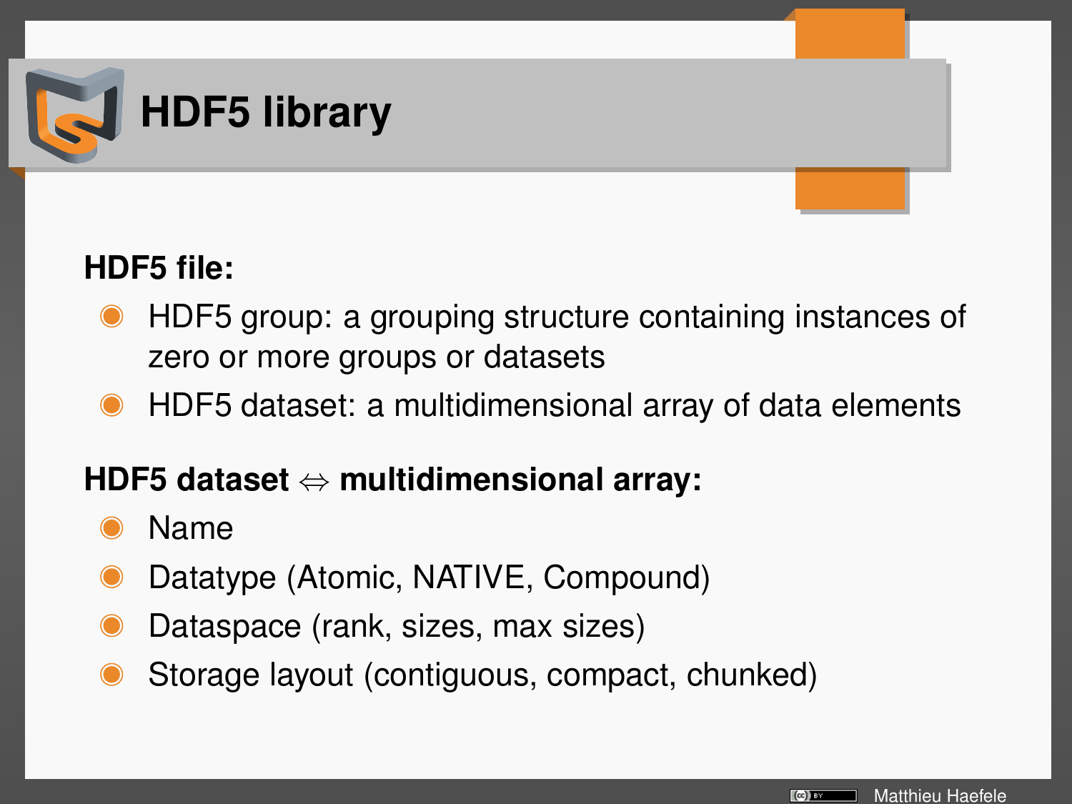# HDF5 library

**HDF5 file:**

- HDF5 group: a grouping structure containing instances of zero or more groups or datasets
- HDF5 dataset: a multidimensional array of data elements

**HDF5 dataset $\Leftrightarrow$ multidimensional array:**

- Name
- Datatype (Atomic, NATIVE, Compound)
- Dataspace (rank, sizes, max sizes)
- Storage layout (contiguous, compact, chunked)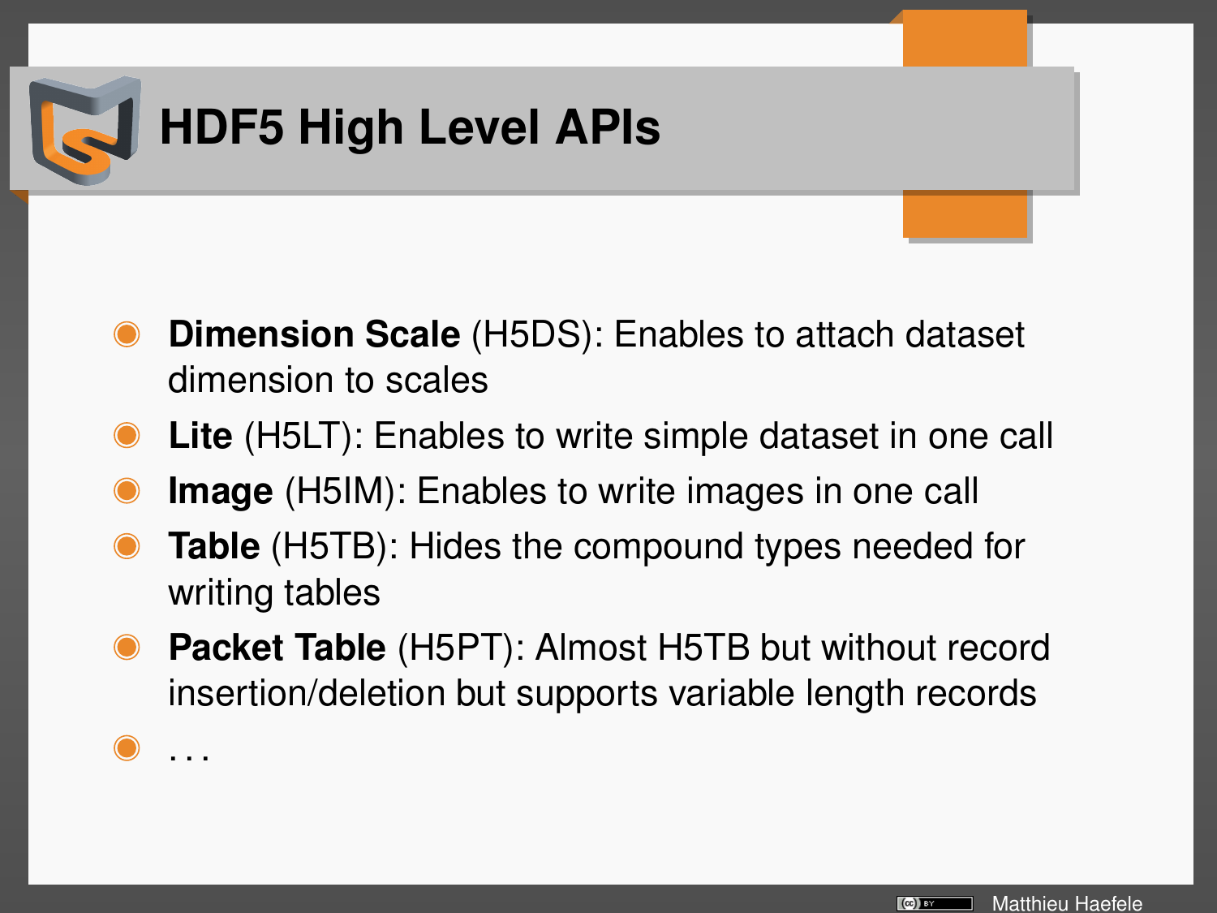# HDF5 High Level APIs

- **Dimension Scale** (H5DS): Enables to attach dataset dimension to scales
- **Lite** (H5LT): Enables to write simple dataset in one call
- **Image** (H5IM): Enables to write images in one call
- **Table** (H5TB): Hides the compound types needed for writing tables
- **Packet Table** (H5PT): Almost H5TB but without record insertion/deletion but supports variable length records
- ...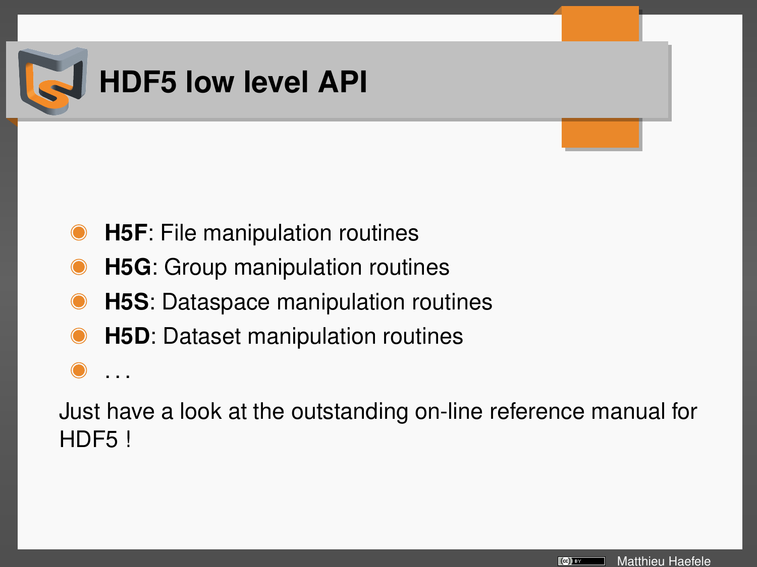# HDF5 low level API

- **H5F**: File manipulation routines
- **H5G**: Group manipulation routines
- **H5S**: Dataspace manipulation routines
- **H5D**: Dataset manipulation routines
- . . .

Just have a look at the outstanding on-line reference manual for HDF5 !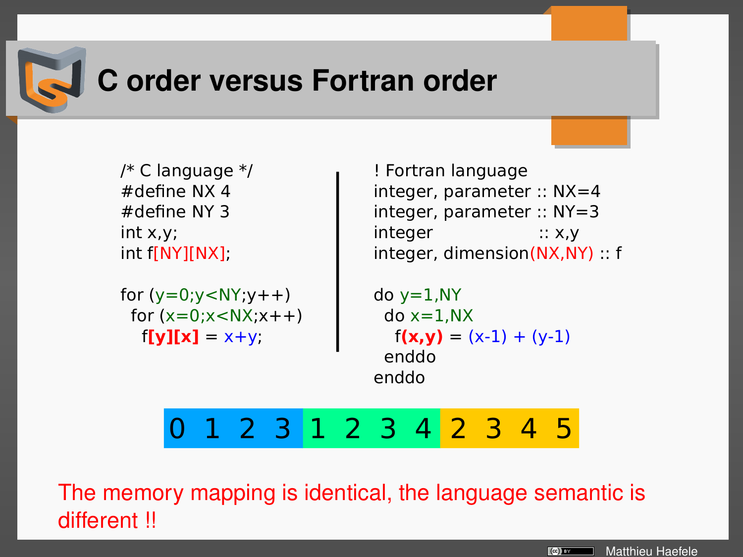# C order versus Fortran order

```c
/* C language */
#define NX 4
#define NY 3
int x,y;
int f[NY][NX];

for (y=0;y<NY;y++)
  for (x=0;x<NX;x++)
    f[y][x] = x+y;
```

```fortran
! Fortran language
integer, parameter :: NX=4
integer, parameter :: NY=3
integer            :: x,y
integer, dimension(NX,NY) :: f

do y=1,NY
  do x=1,NX
    f(x,y) = (x-1) + (y-1)
  enddo
enddo
```

| 0 | 1 | 2 | 3 | 1 | 2 | 3 | 4 | 2 | 3 | 4 | 5 |
|---|---|---|---|---|---|---|---|---|---|---|---|

The memory mapping is identical, the language semantic is different !!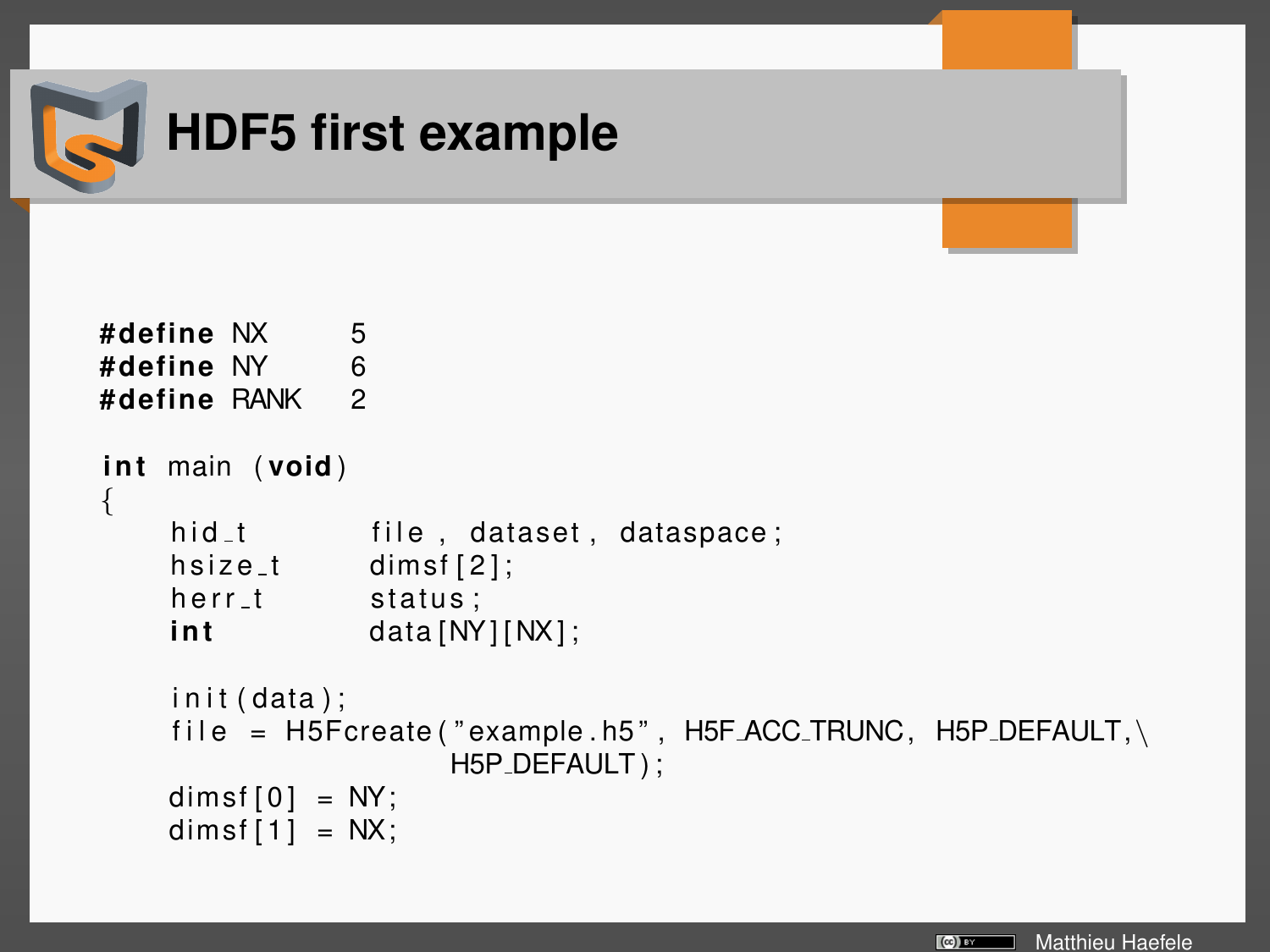# HDF5 first example

```
#define NX      5
#define NY      6
#define RANK    2

int main (void)
{
    hid_t       file, dataset, dataspace;
    hsize_t     dimsf[2];
    herr_t      status;
    int         data[NY][NX];

    init(data);
    file = H5Fcreate("example.h5", H5F_ACC_TRUNC, H5P_DEFAULT,\
                     H5P_DEFAULT);
    dimsf[0] = NY;
    dimsf[1] = NX;
```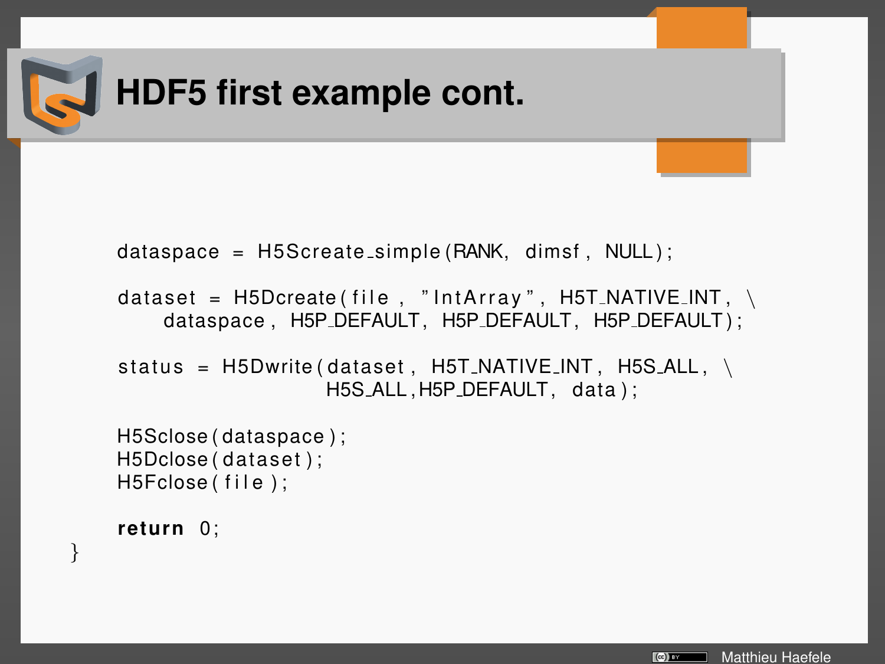# HDF5 first example cont.

```c
    dataspace = H5Screate_simple(RANK, dimsf, NULL);

    dataset = H5Dcreate(file, "IntArray", H5T_NATIVE_INT, \
        dataspace, H5P_DEFAULT, H5P_DEFAULT, H5P_DEFAULT);

    status = H5Dwrite(dataset, H5T_NATIVE_INT, H5S_ALL, \
                      H5S_ALL,H5P_DEFAULT, data);

    H5Sclose(dataspace);
    H5Dclose(dataset);
    H5Fclose(file);

    return 0;
}
```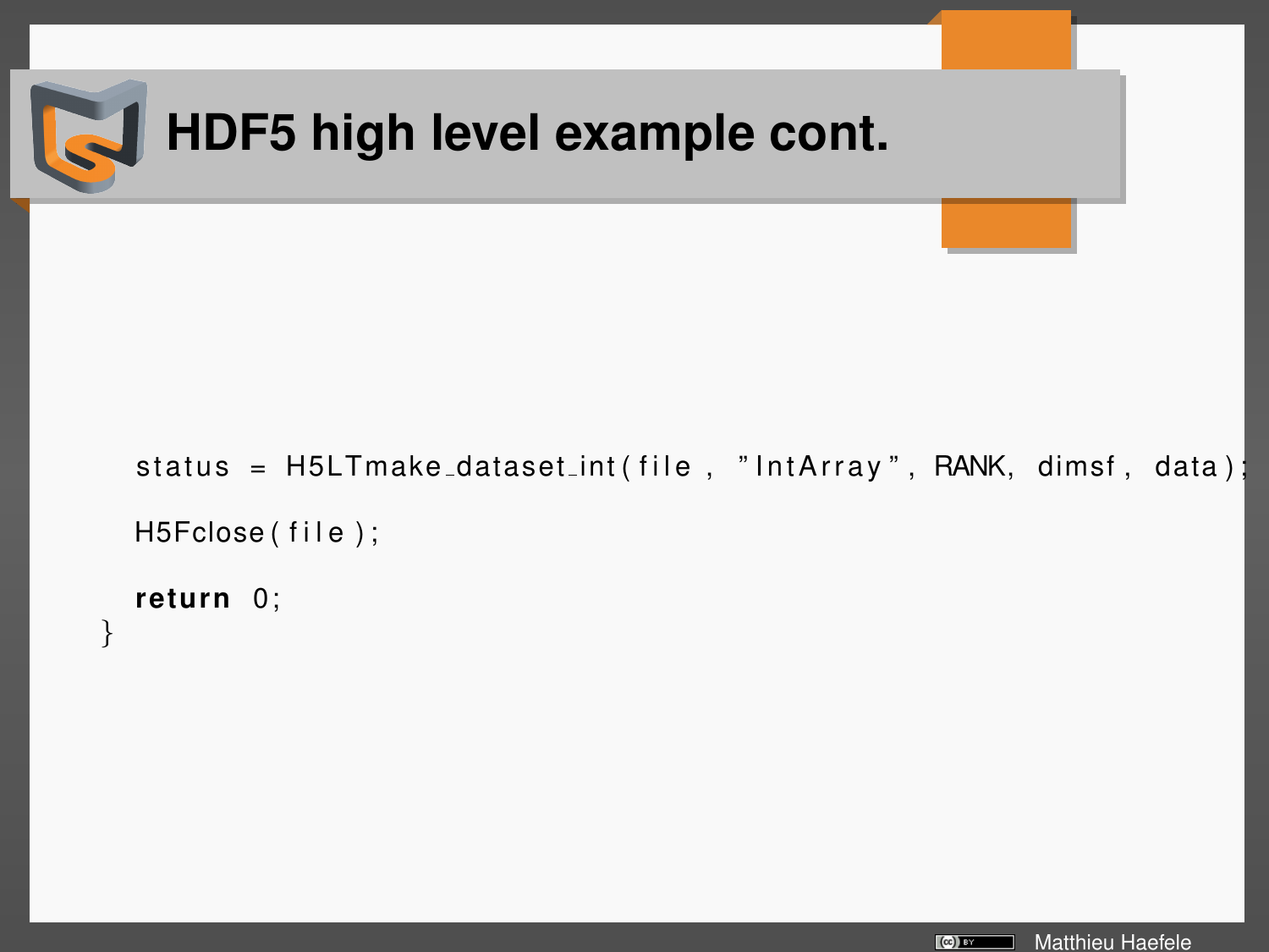# HDF5 high level example cont.

```
   status = H5LTmake_dataset_int(file, "IntArray", RANK, dimsf, data);

   H5Fclose(file);

   return 0;
}
```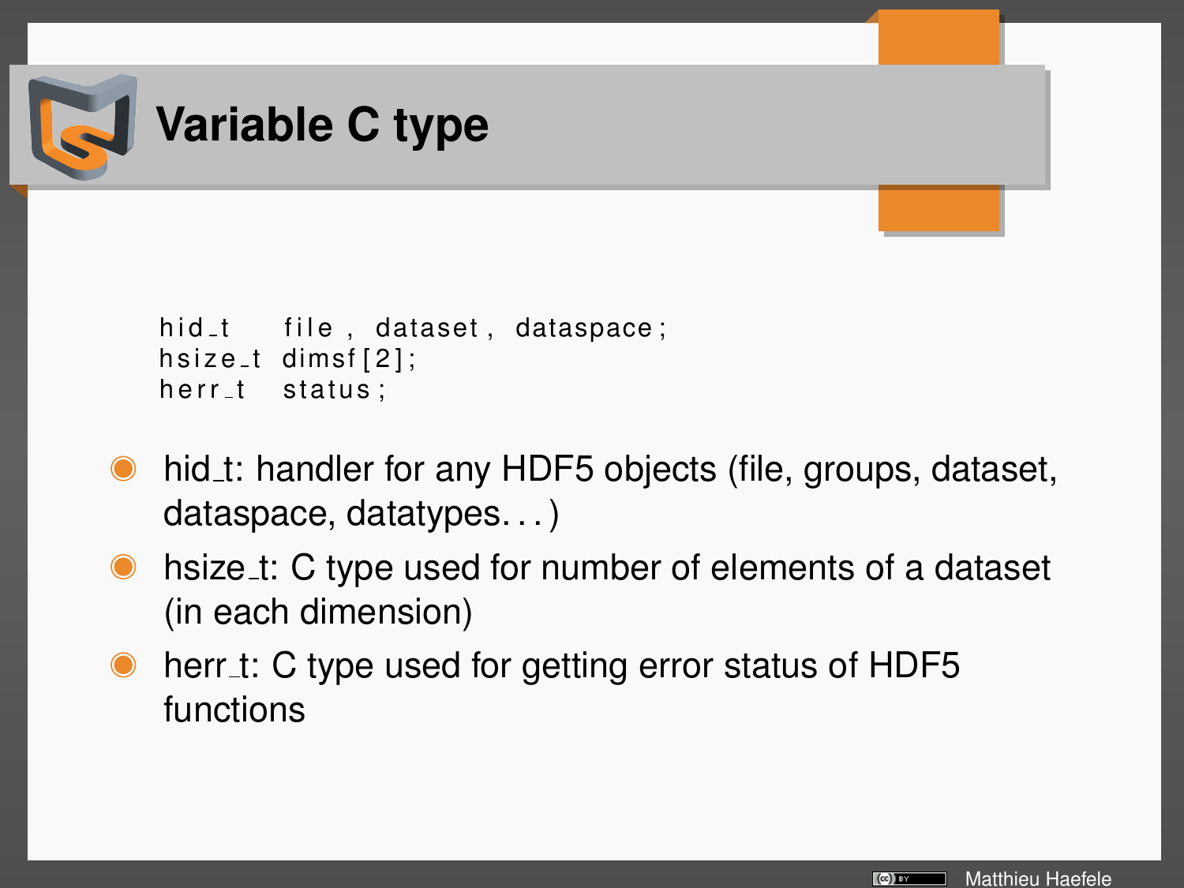# Variable C type

```
hid_t    file, dataset, dataspace;
hsize_t  dimsf[2];
herr_t   status;
```

- hid_t: handler for any HDF5 objects (file, groups, dataset, dataspace, datatypes...)
- hsize_t: C type used for number of elements of a dataset (in each dimension)
- herr_t: C type used for getting error status of HDF5 functions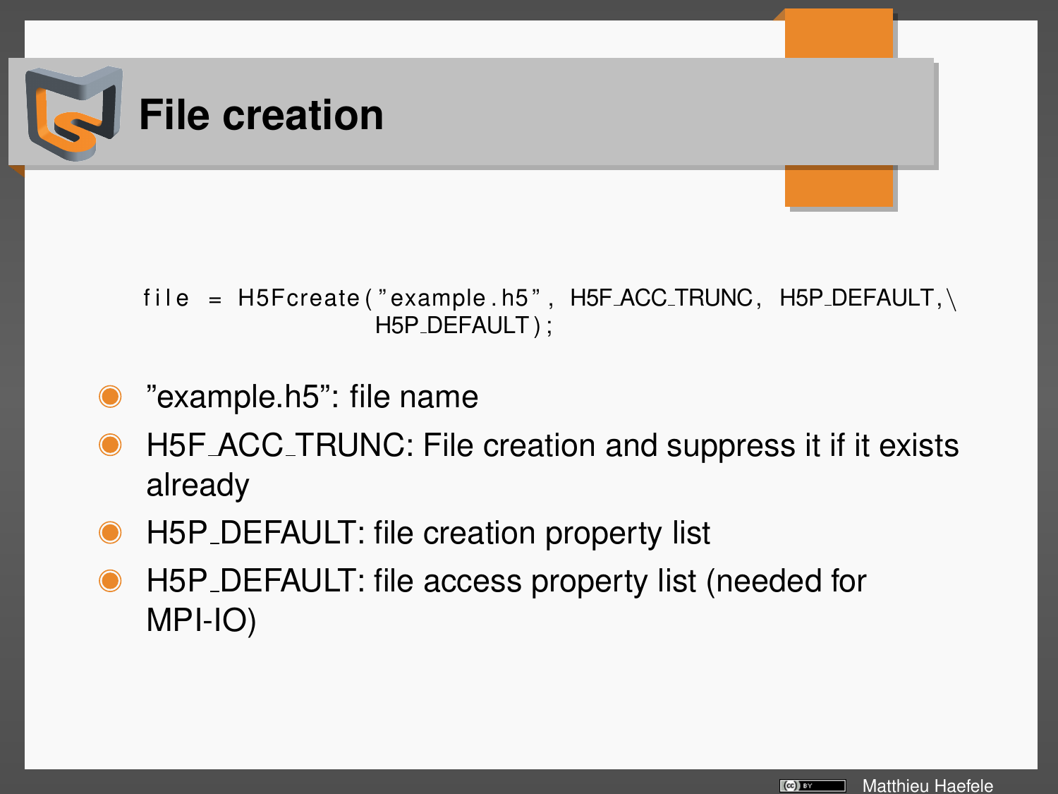# File creation

```
file = H5Fcreate("example.h5", H5F_ACC_TRUNC, H5P_DEFAULT,\
                 H5P_DEFAULT);
```

- "example.h5": file name
- H5F_ACC_TRUNC: File creation and suppress it if it exists already
- H5P_DEFAULT: file creation property list
- H5P_DEFAULT: file access property list (needed for MPI-IO)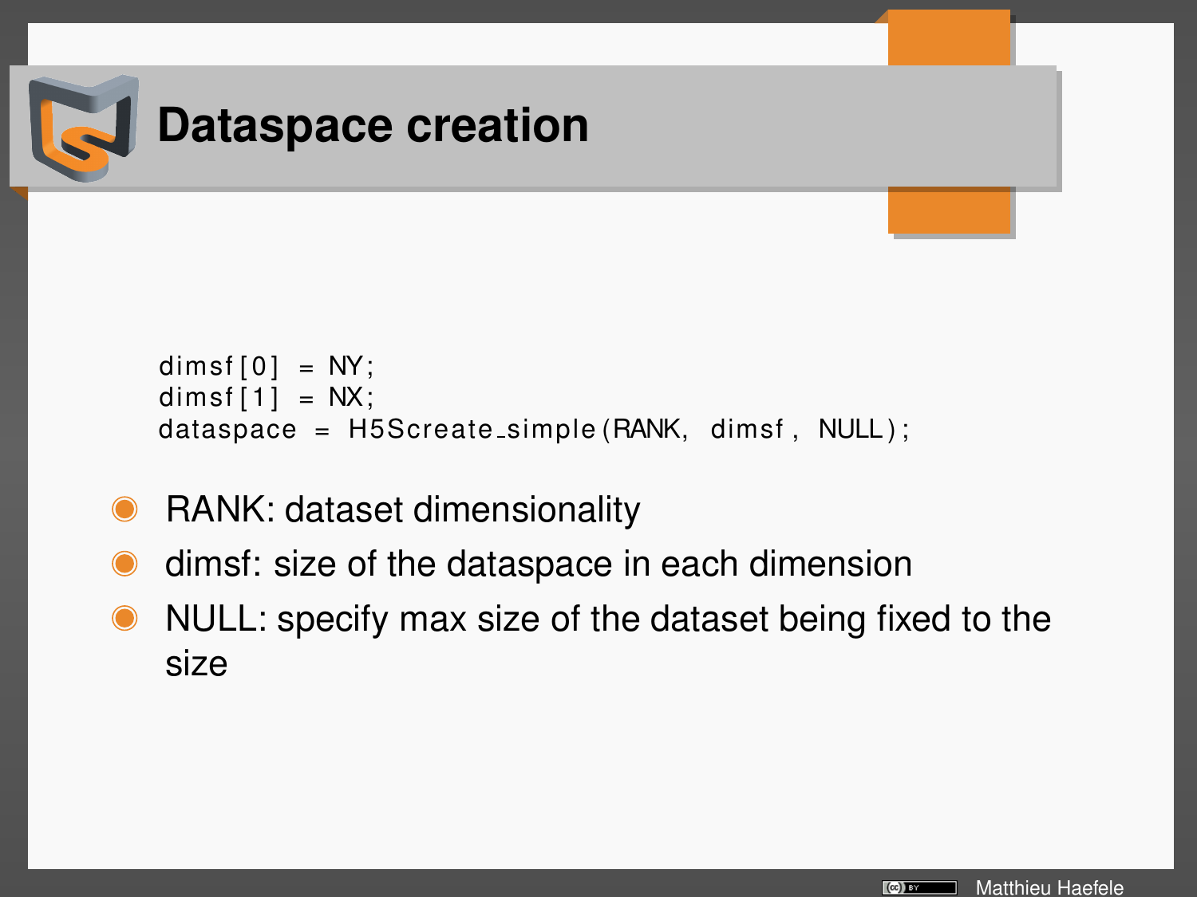# Dataspace creation

```
dimsf[0] = NY;
dimsf[1] = NX;
dataspace = H5Screate_simple(RANK, dimsf, NULL);
```

- RANK: dataset dimensionality
- dimsf: size of the dataspace in each dimension
- NULL: specify max size of the dataset being fixed to the size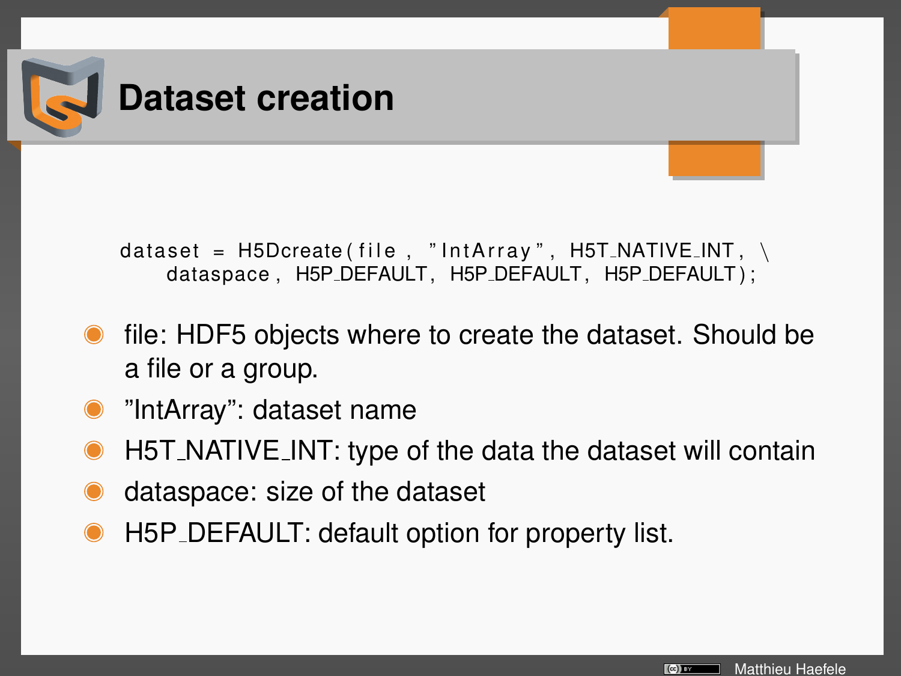# Dataset creation

```
dataset = H5Dcreate(file, "IntArray", H5T_NATIVE_INT, \
    dataspace, H5P_DEFAULT, H5P_DEFAULT, H5P_DEFAULT);
```

- file: HDF5 objects where to create the dataset. Should be a file or a group.
- "IntArray": dataset name
- H5T_NATIVE_INT: type of the data the dataset will contain
- dataspace: size of the dataset
- H5P_DEFAULT: default option for property list.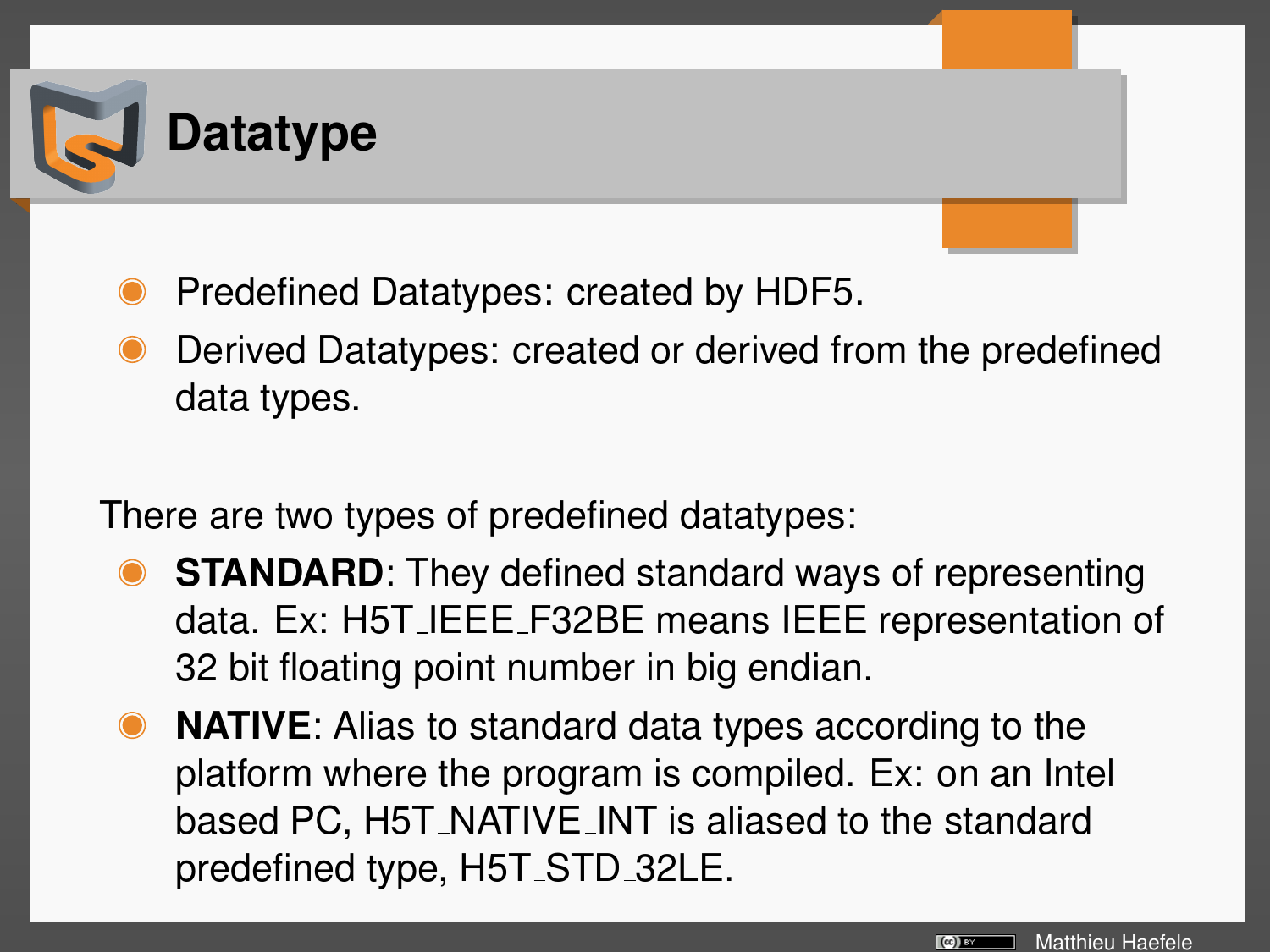# Datatype

- Predefined Datatypes: created by HDF5.
- Derived Datatypes: created or derived from the predefined data types.

There are two types of predefined datatypes:

- **STANDARD**: They defined standard ways of representing data. Ex: H5T_IEEE_F32BE means IEEE representation of 32 bit floating point number in big endian.
- **NATIVE**: Alias to standard data types according to the platform where the program is compiled. Ex: on an Intel based PC, H5T_NATIVE_INT is aliased to the standard predefined type, H5T_STD_32LE.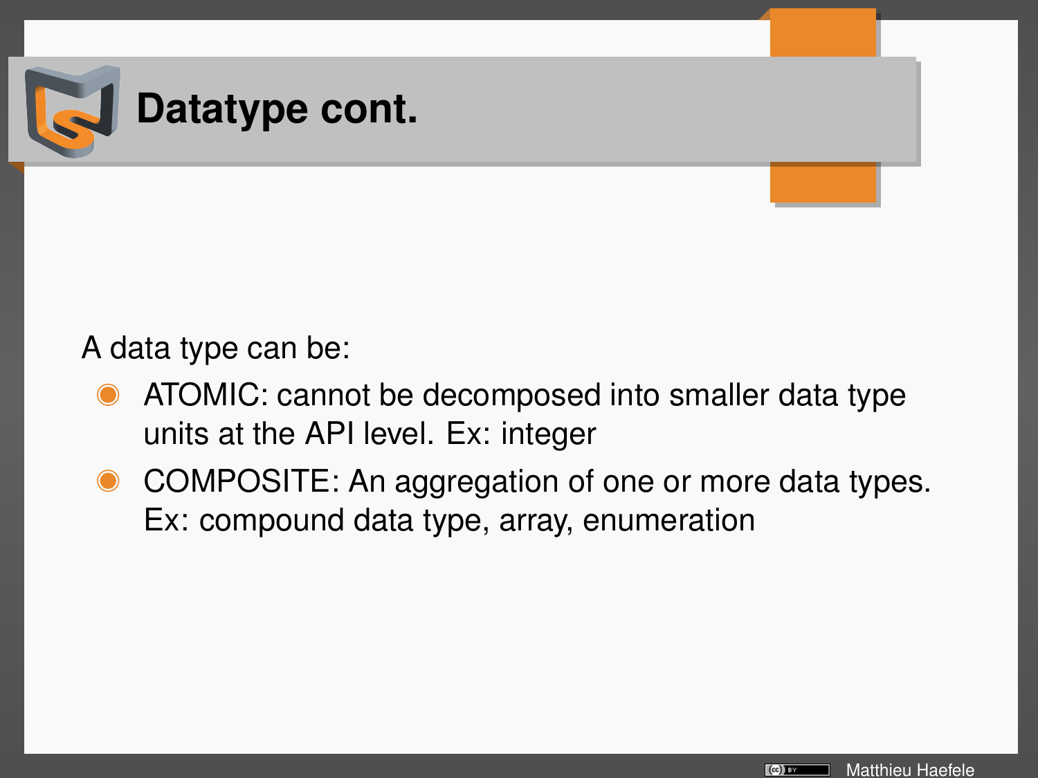# Datatype cont.

A data type can be:

- ATOMIC: cannot be decomposed into smaller data type units at the API level. Ex: integer
- COMPOSITE: An aggregation of one or more data types. Ex: compound data type, array, enumeration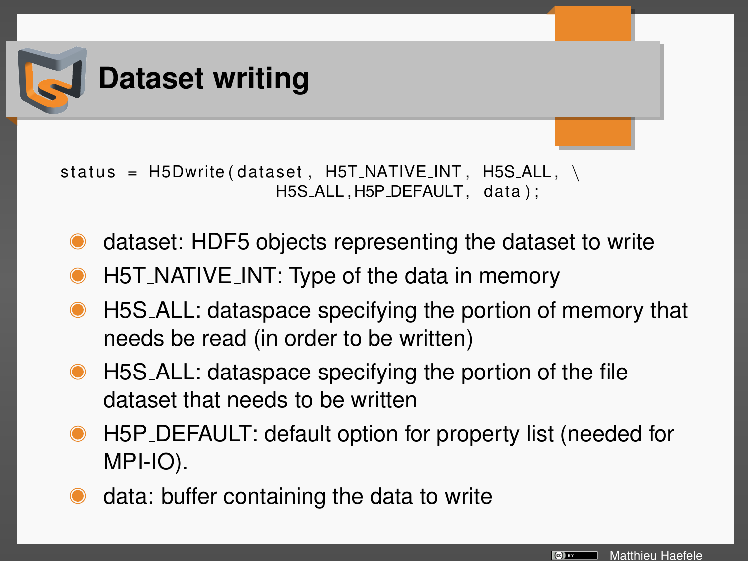# Dataset writing

```
status = H5Dwrite(dataset, H5T_NATIVE_INT, H5S_ALL, \
                  H5S_ALL,H5P_DEFAULT, data);
```

- dataset: HDF5 objects representing the dataset to write
- H5T_NATIVE_INT: Type of the data in memory
- H5S_ALL: dataspace specifying the portion of memory that needs be read (in order to be written)
- H5S_ALL: dataspace specifying the portion of the file dataset that needs to be written
- H5P_DEFAULT: default option for property list (needed for MPI-IO).
- data: buffer containing the data to write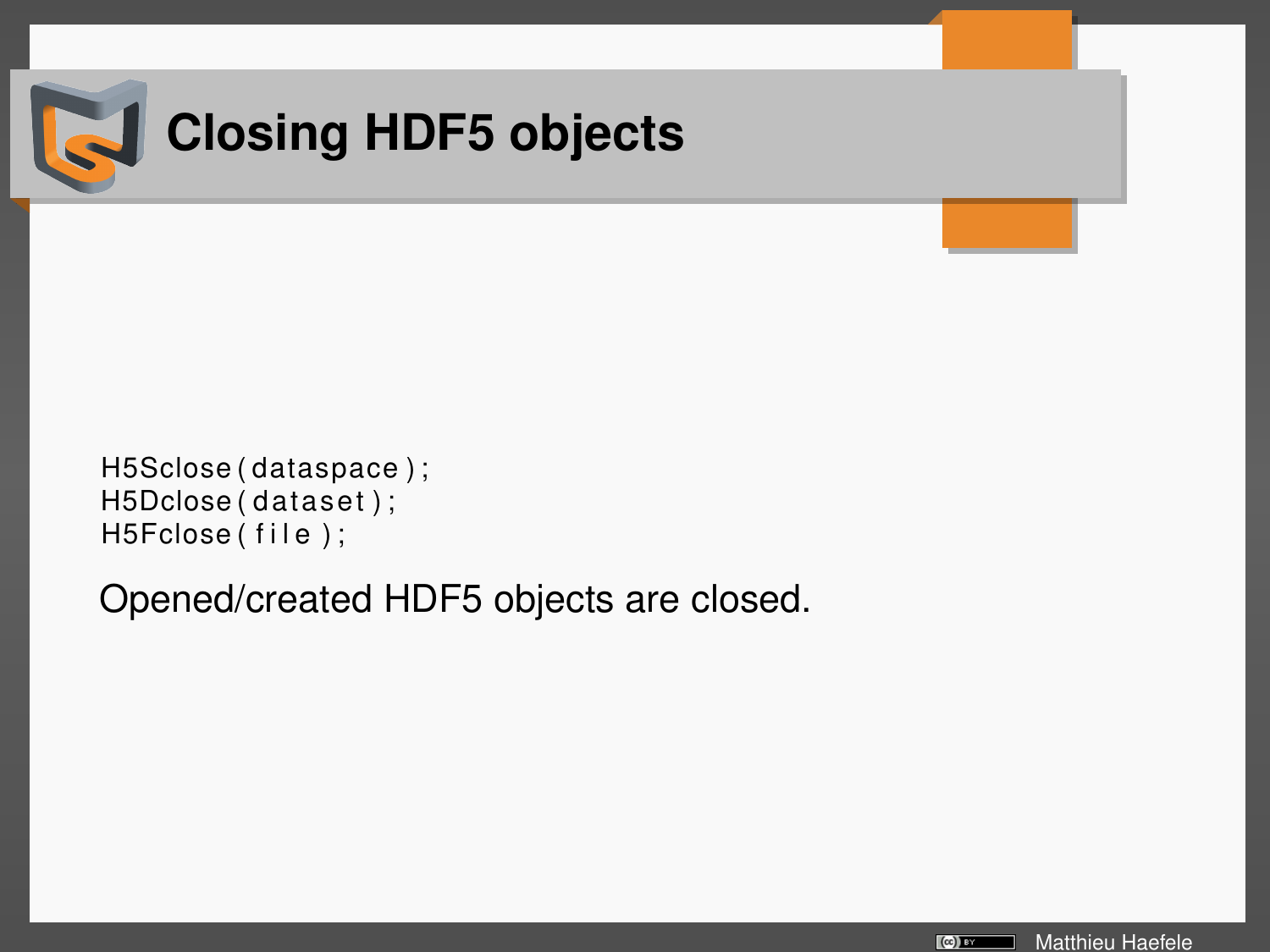# Closing HDF5 objects

```
H5Sclose(dataspace);
H5Dclose(dataset);
H5Fclose(file);
```

Opened/created HDF5 objects are closed.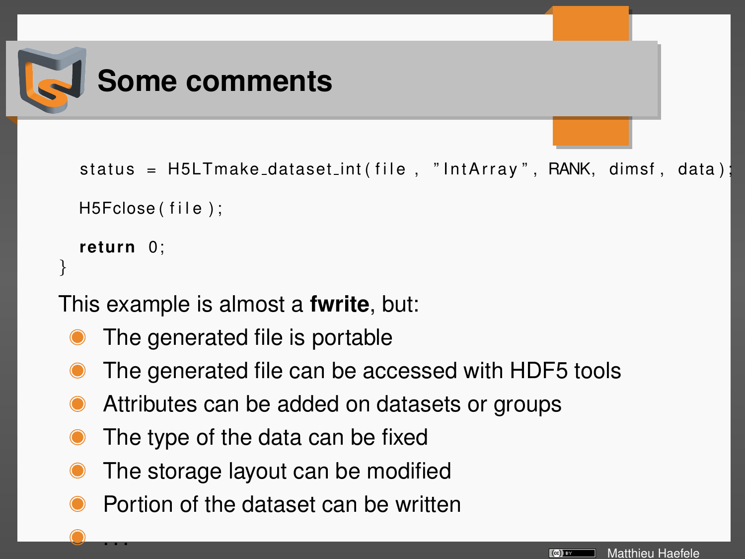# Some comments

```
  status = H5LTmake_dataset_int(file, "IntArray", RANK, dimsf, data);

  H5Fclose(file);

  return 0;
}
```

This example is almost a **fwrite**, but:

- The generated file is portable
- The generated file can be accessed with HDF5 tools
- Attributes can be added on datasets or groups
- The type of the data can be fixed
- The storage layout can be modified
- Portion of the dataset can be written
- ...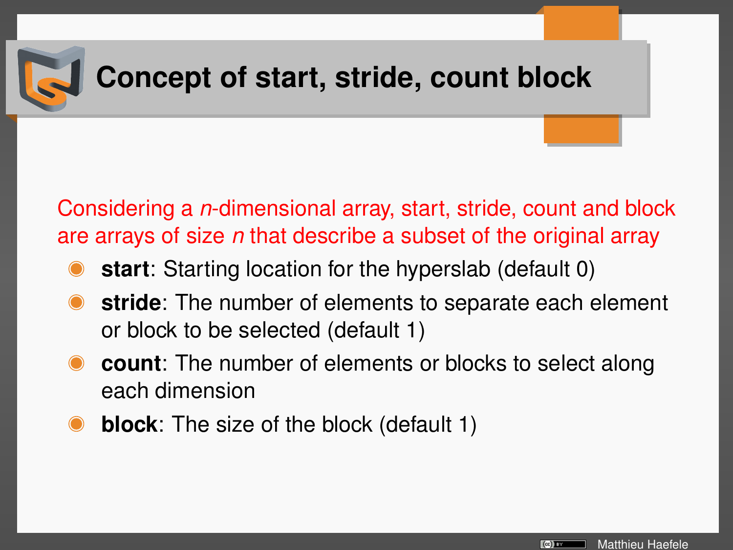# Concept of start, stride, count block

Considering a *n*-dimensional array, start, stride, count and block are arrays of size *n* that describe a subset of the original array

- **start**: Starting location for the hyperslab (default 0)
- **stride**: The number of elements to separate each element or block to be selected (default 1)
- **count**: The number of elements or blocks to select along each dimension
- **block**: The size of the block (default 1)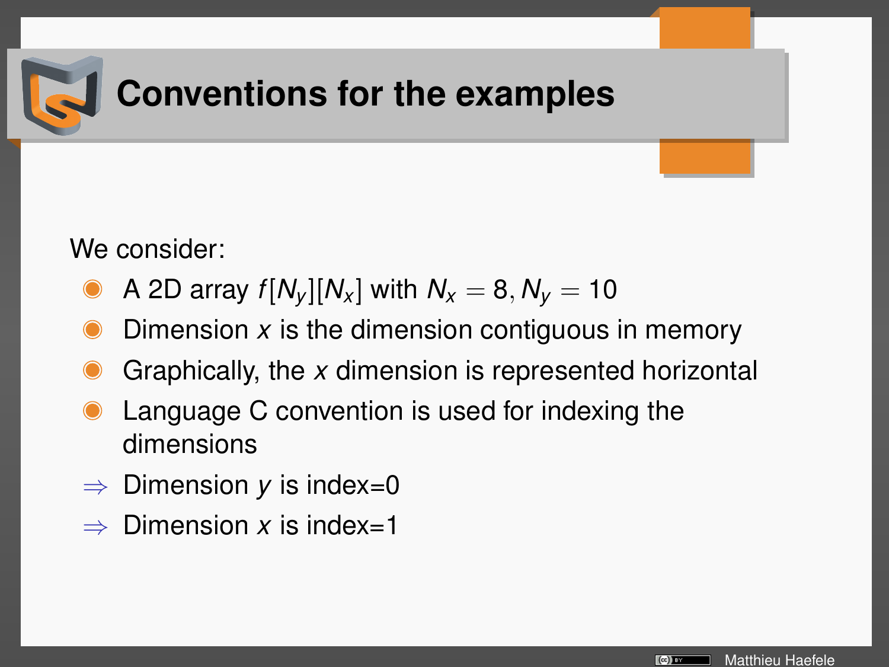# Conventions for the examples

We consider:

- A 2D array $f[N_y][N_x]$ with $N_x = 8, N_y = 10$
- Dimension $x$ is the dimension contiguous in memory
- Graphically, the $x$ dimension is represented horizontal
- Language C convention is used for indexing the dimensions

$\Rightarrow$ Dimension $y$ is index=0

$\Rightarrow$ Dimension $x$ is index=1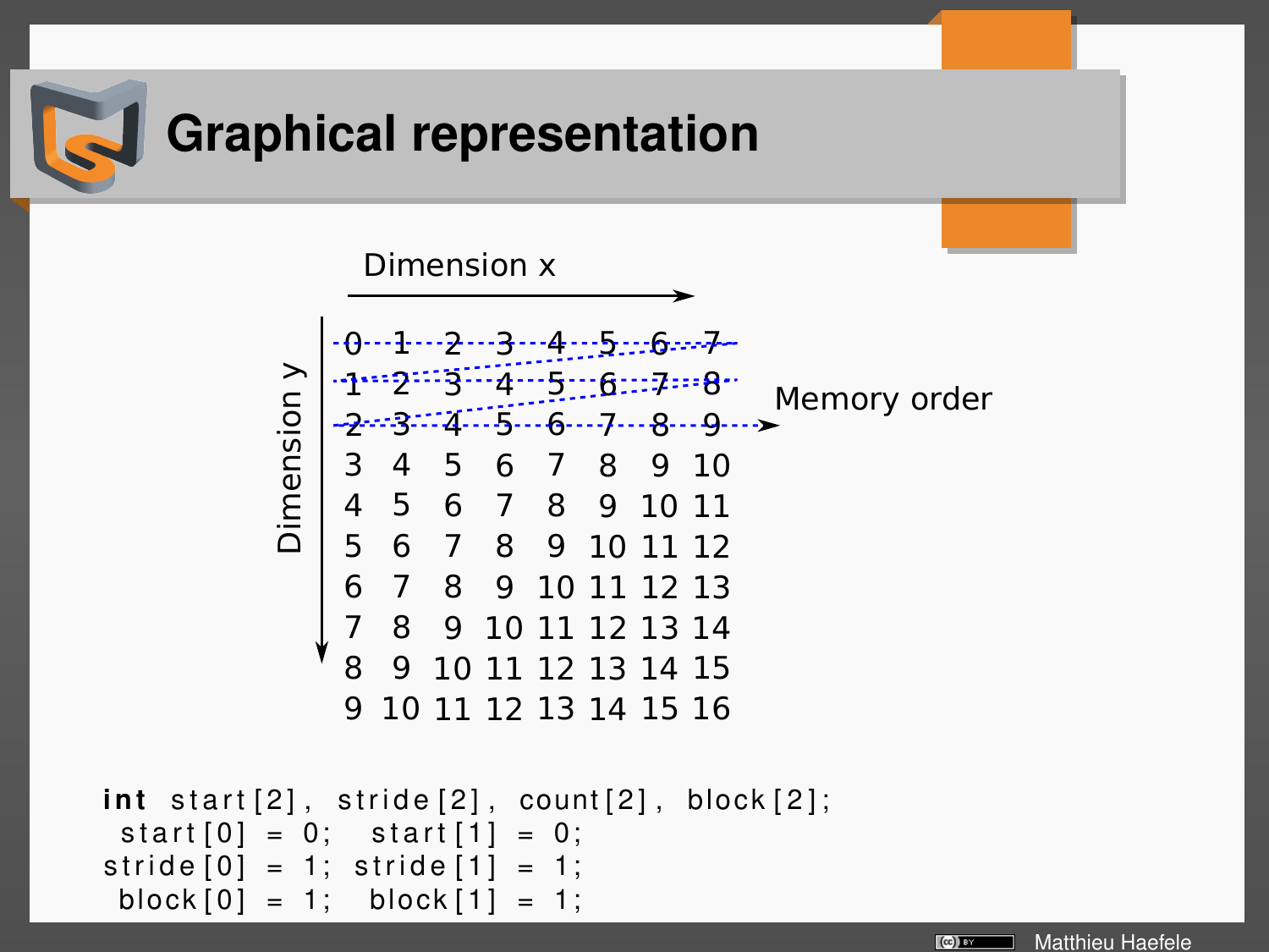# Graphical representation

Dimension x

Dimension y

Memory order

| | | | | | | | |
|---|---|---|---|---|---|---|---|
| 0 | 1 | 2 | 3 | 4 | 5 | 6 | 7 |
| 1 | 2 | 3 | 4 | 5 | 6 | 7 | 8 |
| 2 | 3 | 4 | 5 | 6 | 7 | 8 | 9 |
| 3 | 4 | 5 | 6 | 7 | 8 | 9 | 10 |
| 4 | 5 | 6 | 7 | 8 | 9 | 10 | 11 |
| 5 | 6 | 7 | 8 | 9 | 10 | 11 | 12 |
| 6 | 7 | 8 | 9 | 10 | 11 | 12 | 13 |
| 7 | 8 | 9 | 10 | 11 | 12 | 13 | 14 |
| 8 | 9 | 10 | 11 | 12 | 13 | 14 | 15 |
| 9 | 10 | 11 | 12 | 13 | 14 | 15 | 16 |

```
int start[2], stride[2], count[2], block[2];
 start[0] = 0;   start[1] = 0;
stride[0] = 1;  stride[1] = 1;
 block[0] = 1;   block[1] = 1;
```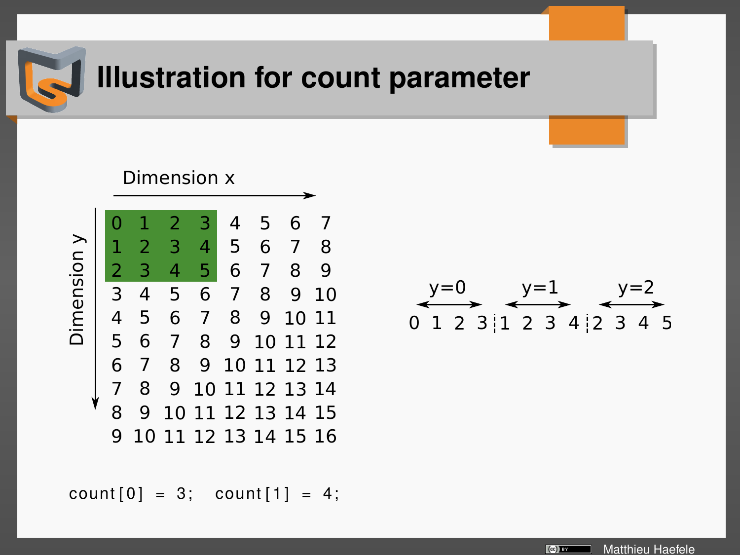# Illustration for count parameter

Dimension x

Dimension y

| | | | | | | | |
|---|---|---|---|---|---|---|---|
| **0** | **1** | **2** | **3** | 4 | 5 | 6 | 7 |
| **1** | **2** | **3** | **4** | 5 | 6 | 7 | 8 |
| **2** | **3** | **4** | **5** | 6 | 7 | 8 | 9 |
| 3 | 4 | 5 | 6 | 7 | 8 | 9 | 10 |
| 4 | 5 | 6 | 7 | 8 | 9 | 10 | 11 |
| 5 | 6 | 7 | 8 | 9 | 10 | 11 | 12 |
| 6 | 7 | 8 | 9 | 10 | 11 | 12 | 13 |
| 7 | 8 | 9 | 10 | 11 | 12 | 13 | 14 |
| 8 | 9 | 10 | 11 | 12 | 13 | 14 | 15 |
| 9 | 10 | 11 | 12 | 13 | 14 | 15 | 16 |

y=0 | y=1 | y=2

0 1 2 3 ¦ 1 2 3 4 ¦ 2 3 4 5

```
count[0] = 3;   count[1] = 4;
```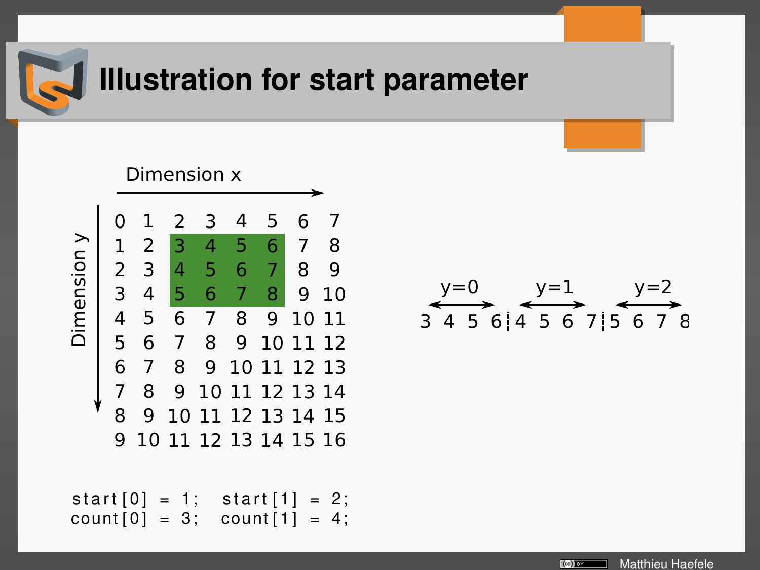# Illustration for start parameter

Dimension x

Dimension y

| 0 | 1 | 2 | 3 | 4 | 5 | 6 | 7 |
|---|---|---|---|---|---|---|---|
| 1 | 2 | 3 | 4 | 5 | 6 | 7 | 8 |
| 2 | 3 | 4 | 5 | 6 | 7 | 8 | 9 |
| 3 | 4 | 5 | 6 | 7 | 8 | 9 | 10 |
| 4 | 5 | 6 | 7 | 8 | 9 | 10 | 11 |
| 5 | 6 | 7 | 8 | 9 | 10 | 11 | 12 |
| 6 | 7 | 8 | 9 | 10 | 11 | 12 | 13 |
| 7 | 8 | 9 | 10 | 11 | 12 | 13 | 14 |
| 8 | 9 | 10 | 11 | 12 | 13 | 14 | 15 |
| 9 | 10 | 11 | 12 | 13 | 14 | 15 | 16 |

| y=0 | | | | y=1 | | | | y=2 | | | |
|---|---|---|---|---|---|---|---|---|---|---|---|
| 3 | 4 | 5 | 6 | 4 | 5 | 6 | 7 | 5 | 6 | 7 | 8 |

```
start[0] = 1;  start[1] = 2;
count[0] = 3;  count[1] = 4;
```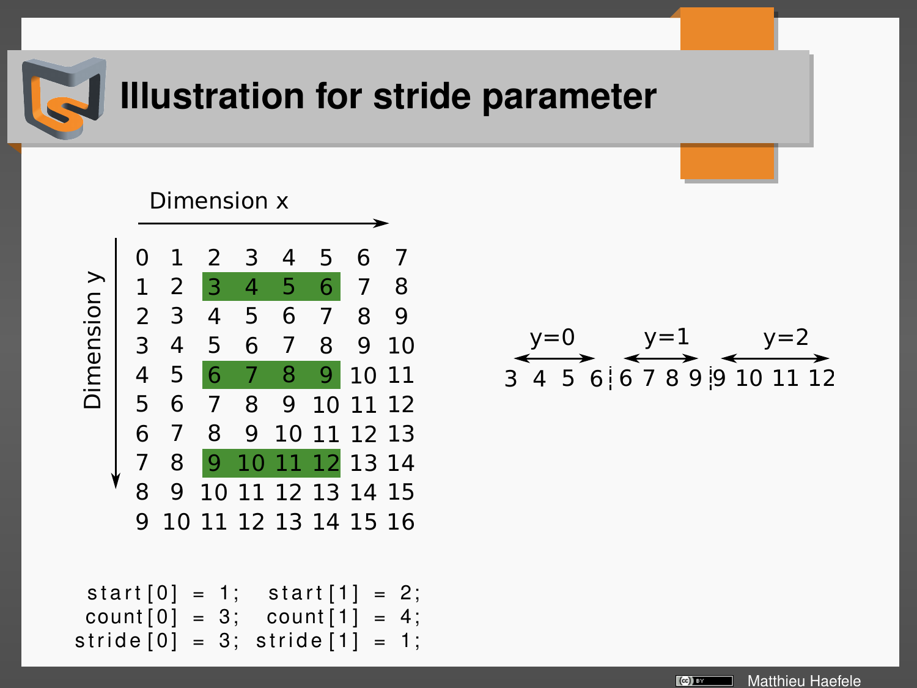# Illustration for stride parameter

Dimension x

Dimension y

| | | | | | | | |
|---|---|---|---|---|---|---|---|
| 0 | 1 | 2 | 3 | 4 | 5 | 6 | 7 |
| 1 | 2 | **3** | **4** | **5** | **6** | 7 | 8 |
| 2 | 3 | 4 | 5 | 6 | 7 | 8 | 9 |
| 3 | 4 | 5 | 6 | 7 | 8 | 9 | 10 |
| 4 | 5 | **6** | **7** | **8** | **9** | 10 | 11 |
| 5 | 6 | 7 | 8 | 9 | 10 | 11 | 12 |
| 6 | 7 | 8 | 9 | 10 | 11 | 12 | 13 |
| 7 | 8 | **9** | **10** | **11** | **12** | 13 | 14 |
| 8 | 9 | 10 | 11 | 12 | 13 | 14 | 15 |
| 9 | 10 | 11 | 12 | 13 | 14 | 15 | 16 |

| y=0 | y=1 | y=2 |
|---|---|---|
| 3 4 5 6 | 6 7 8 9 | 9 10 11 12 |

```
start[0] = 1;  start[1] = 2;
count[0] = 3;  count[1] = 4;
stride[0] = 3; stride[1] = 1;
```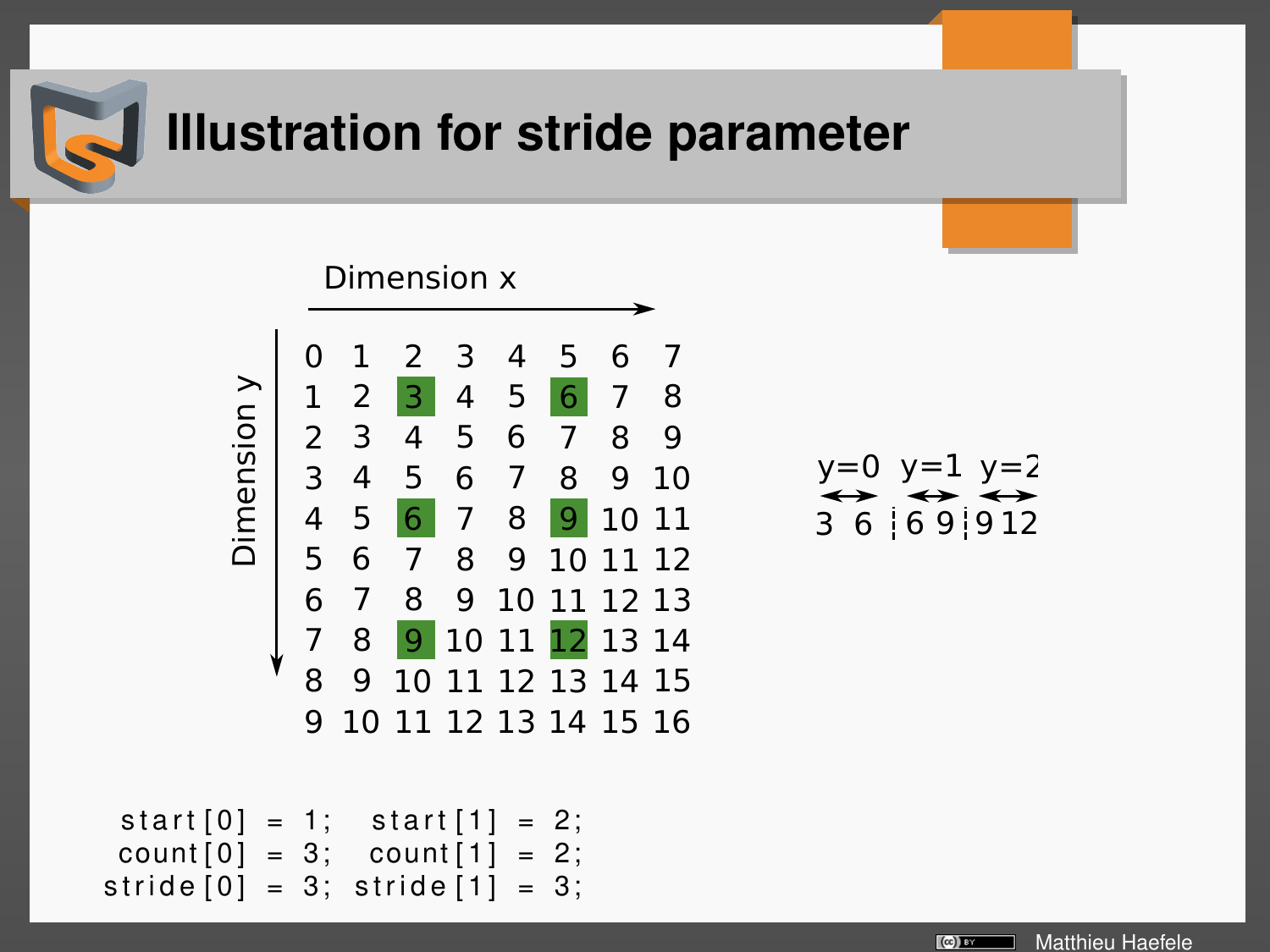# Illustration for stride parameter

Dimension x

Dimension y

| | | | | | | | |
|---|---|---|---|---|---|---|---|
| 0 | 1 | 2 | 3 | 4 | 5 | 6 | 7 |
| 1 | 2 | **3** | 4 | 5 | **6** | 7 | 8 |
| 2 | 3 | 4 | 5 | 6 | 7 | 8 | 9 |
| 3 | 4 | 5 | 6 | 7 | 8 | 9 | 10 |
| 4 | 5 | **6** | 7 | 8 | **9** | 10 | 11 |
| 5 | 6 | 7 | 8 | 9 | 10 | 11 | 12 |
| 6 | 7 | 8 | 9 | 10 | 11 | 12 | 13 |
| 7 | 8 | **9** | 10 | 11 | **12** | 13 | 14 |
| 8 | 9 | 10 | 11 | 12 | 13 | 14 | 15 |
| 9 | 10 | 11 | 12 | 13 | 14 | 15 | 16 |

| y=0 | | y=1 | | y=2 | |
|---|---|---|---|---|---|
| 3 | 6 | 6 | 9 | 9 | 12 |

```
start[0] = 1;   start[1] = 2;
count[0] = 3;   count[1] = 2;
stride[0] = 3;  stride[1] = 3;
```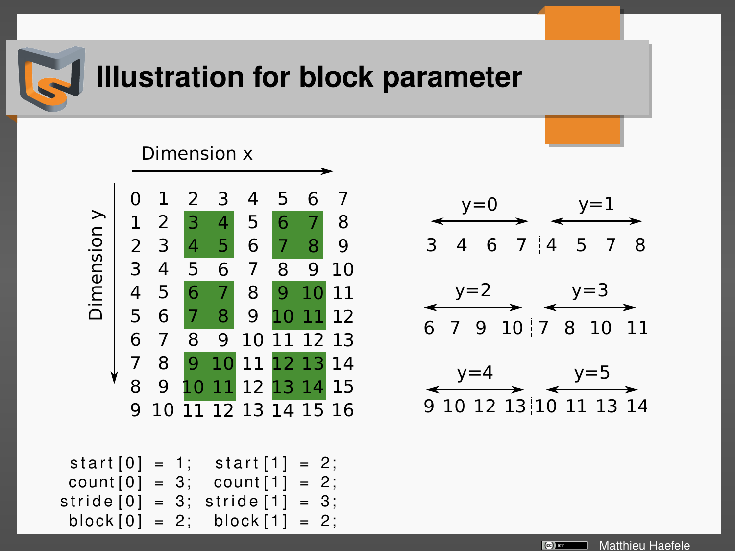# Illustration for block parameter

Dimension x

Dimension y

| 0 | 1 | 2 | 3 | 4 | 5 | 6 | 7 |
|---|---|---|---|---|---|---|---|
| 1 | 2 | 3 | 4 | 5 | 6 | 7 | 8 |
| 2 | 3 | 4 | 5 | 6 | 7 | 8 | 9 |
| 3 | 4 | 5 | 6 | 7 | 8 | 9 | 10 |
| 4 | 5 | 6 | 7 | 8 | 9 | 10 | 11 |
| 5 | 6 | 7 | 8 | 9 | 10 | 11 | 12 |
| 6 | 7 | 8 | 9 | 10 | 11 | 12 | 13 |
| 7 | 8 | 9 | 10 | 11 | 12 | 13 | 14 |
| 8 | 9 | 10 | 11 | 12 | 13 | 14 | 15 |
| 9 | 10 | 11 | 12 | 13 | 14 | 15 | 16 |

y=0: 3 4 6 7 | y=1: 4 5 7 8

y=2: 6 7 9 10 | y=3: 7 8 10 11

y=4: 9 10 12 13 | y=5: 10 11 13 14

```
start[0] = 1;   start[1] = 2;
count[0] = 3;   count[1] = 2;
stride[0] = 3;  stride[1] = 3;
block[0] = 2;   block[1] = 2;
```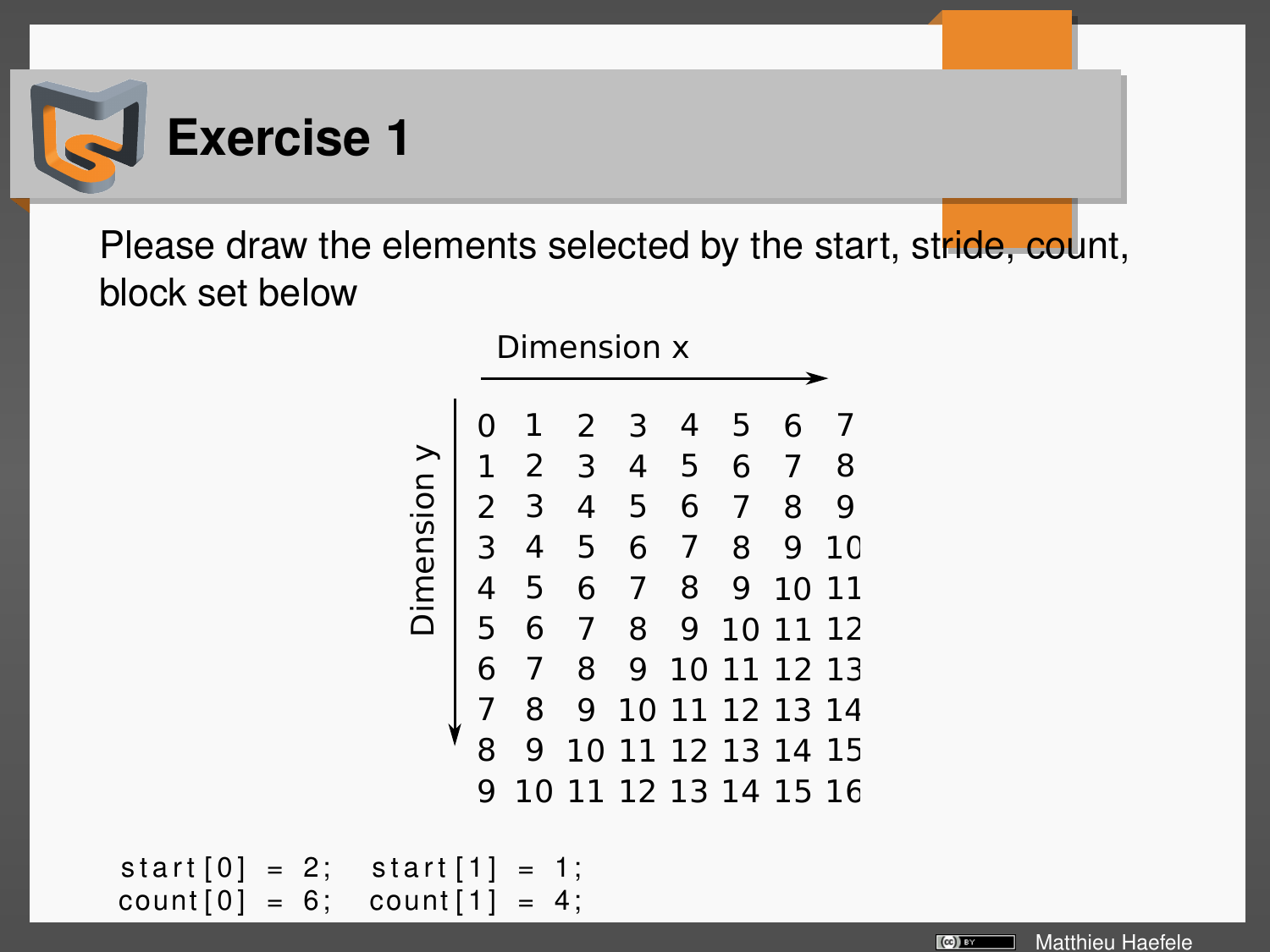# Exercise 1

Please draw the elements selected by the start, stride, count, block set below

Dimension x →

Dimension y ↓

| | | | | | | | |
|---|---|---|---|---|---|---|---|
| 0 | 1 | 2 | 3 | 4 | 5 | 6 | 7 |
| 1 | 2 | 3 | 4 | 5 | 6 | 7 | 8 |
| 2 | 3 | 4 | 5 | 6 | 7 | 8 | 9 |
| 3 | 4 | 5 | 6 | 7 | 8 | 9 | 10 |
| 4 | 5 | 6 | 7 | 8 | 9 | 10 | 11 |
| 5 | 6 | 7 | 8 | 9 | 10 | 11 | 12 |
| 6 | 7 | 8 | 9 | 10 | 11 | 12 | 13 |
| 7 | 8 | 9 | 10 | 11 | 12 | 13 | 14 |
| 8 | 9 | 10 | 11 | 12 | 13 | 14 | 15 |
| 9 | 10 | 11 | 12 | 13 | 14 | 15 | 16 |

```
start[0] = 2;  start[1] = 1;
count[0] = 6;  count[1] = 4;
```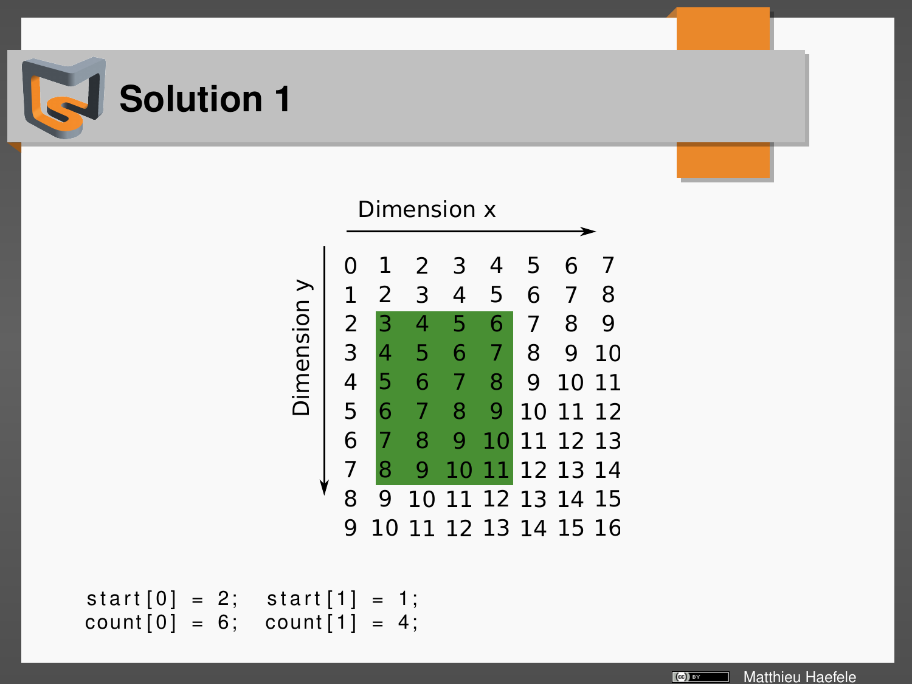# Solution 1

Dimension x →

Dimension y ↓

|   |   |   |   |   |   |   |   |
|---|---|---|---|---|---|---|---|
| 0 | 1 | 2 | 3 | 4 | 5 | 6 | 7 |
| 1 | 2 | 3 | 4 | 5 | 6 | 7 | 8 |
| 2 | **3** | **4** | **5** | **6** | 7 | 8 | 9 |
| 3 | **4** | **5** | **6** | **7** | 8 | 9 | 10 |
| 4 | **5** | **6** | **7** | **8** | 9 | 10 | 11 |
| 5 | **6** | **7** | **8** | **9** | 10 | 11 | 12 |
| 6 | **7** | **8** | **9** | **10** | 11 | 12 | 13 |
| 7 | **8** | **9** | **10** | **11** | 12 | 13 | 14 |
| 8 | 9 | 10 | 11 | 12 | 13 | 14 | 15 |
| 9 | 10 | 11 | 12 | 13 | 14 | 15 | 16 |

```
start[0] = 2;   start[1] = 1;
count[0] = 6;   count[1] = 4;
```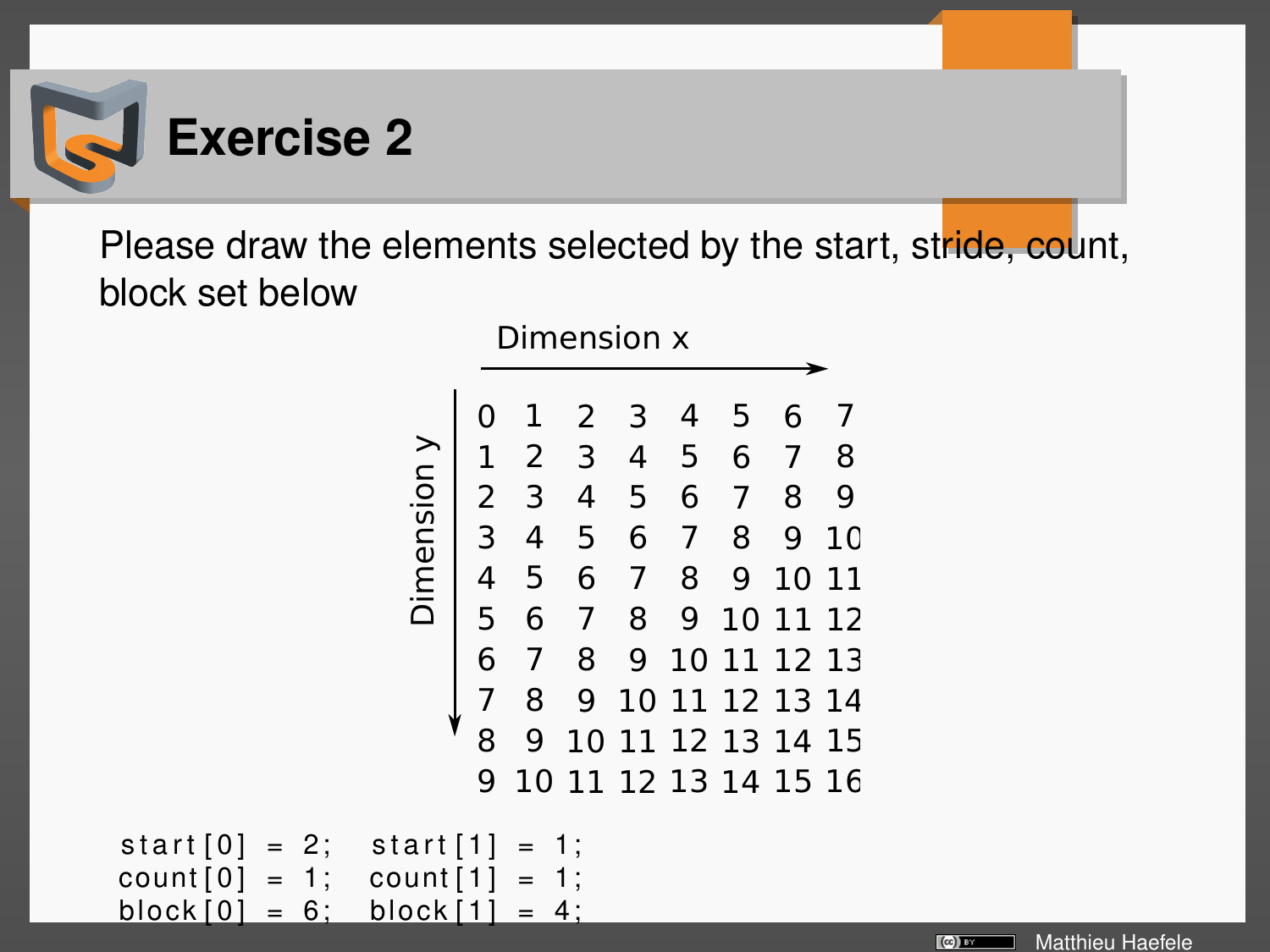# Exercise 2

Please draw the elements selected by the start, stride, count, block set below

Dimension x →

Dimension y ↓

| | | | | | | | |
|---|---|---|---|---|---|---|---|
| 0 | 1 | 2 | 3 | 4 | 5 | 6 | 7 |
| 1 | 2 | 3 | 4 | 5 | 6 | 7 | 8 |
| 2 | 3 | 4 | 5 | 6 | 7 | 8 | 9 |
| 3 | 4 | 5 | 6 | 7 | 8 | 9 | 10 |
| 4 | 5 | 6 | 7 | 8 | 9 | 10 | 11 |
| 5 | 6 | 7 | 8 | 9 | 10 | 11 | 12 |
| 6 | 7 | 8 | 9 | 10 | 11 | 12 | 13 |
| 7 | 8 | 9 | 10 | 11 | 12 | 13 | 14 |
| 8 | 9 | 10 | 11 | 12 | 13 | 14 | 15 |
| 9 | 10 | 11 | 12 | 13 | 14 | 15 | 16 |

```
start[0] = 2;   start[1] = 1;
count[0] = 1;   count[1] = 1;
block[0] = 6;   block[1] = 4;
```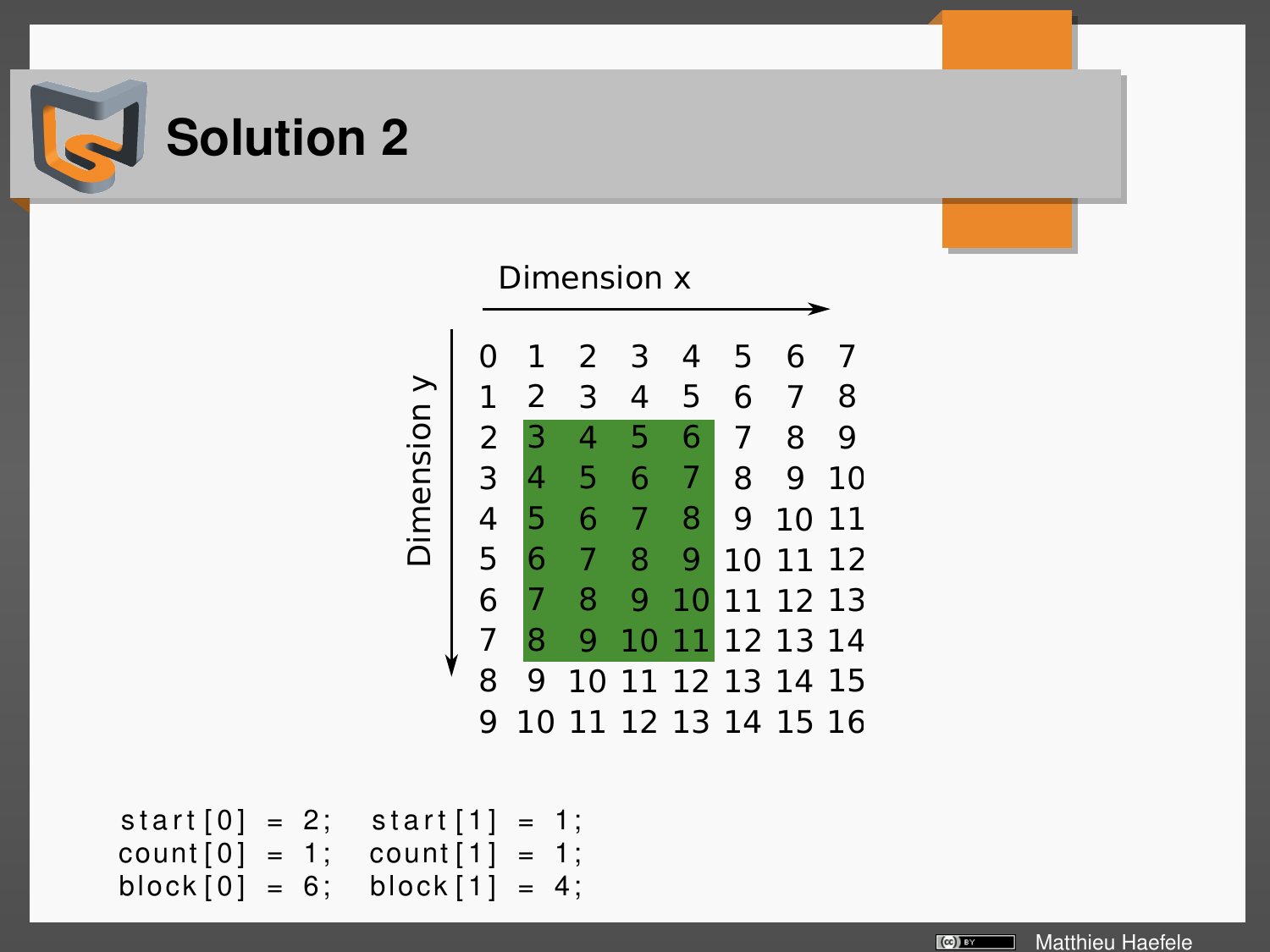# Solution 2

Dimension x →

Dimension y ↓

| | | | | | | | |
|---|---|---|---|---|---|---|---|
| 0 | 1 | 2 | 3 | 4 | 5 | 6 | 7 |
| 1 | 2 | 3 | 4 | 5 | 6 | 7 | 8 |
| 2 | **3** | **4** | **5** | **6** | 7 | 8 | 9 |
| 3 | **4** | **5** | **6** | **7** | 8 | 9 | 10 |
| 4 | **5** | **6** | **7** | **8** | 9 | 10 | 11 |
| 5 | **6** | **7** | **8** | **9** | 10 | 11 | 12 |
| 6 | **7** | **8** | **9** | **10** | 11 | 12 | 13 |
| 7 | **8** | **9** | **10** | **11** | 12 | 13 | 14 |
| 8 | 9 | 10 | 11 | 12 | 13 | 14 | 15 |
| 9 | 10 | 11 | 12 | 13 | 14 | 15 | 16 |

```
start[0] = 2;   start[1] = 1;
count[0] = 1;   count[1] = 1;
block[0] = 6;   block[1] = 4;
```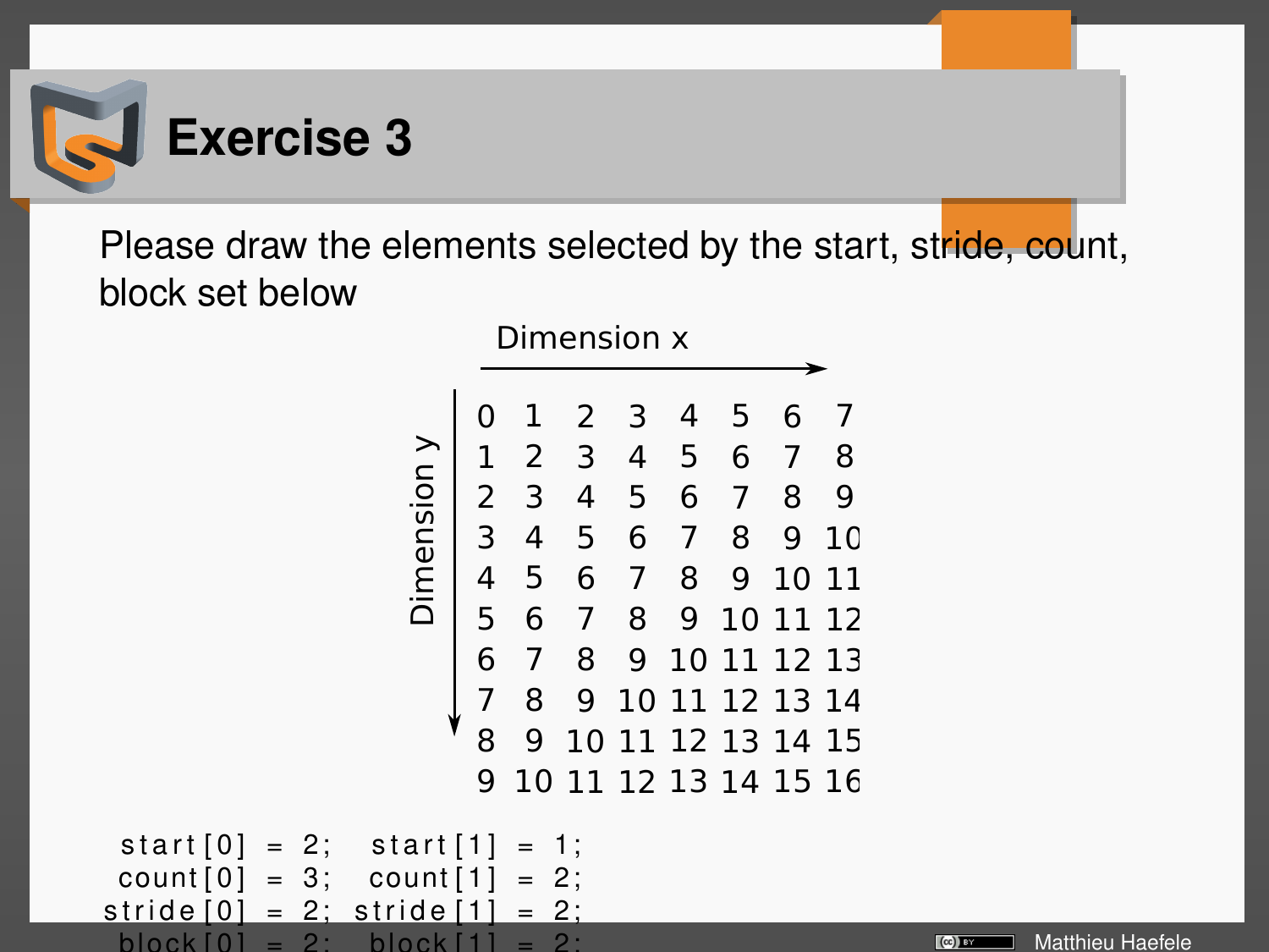# Exercise 3

Please draw the elements selected by the start, stride, count, block set below

Dimension x →

Dimension y ↓

| | | | | | | | |
|---|---|---|---|---|---|---|---|
| 0 | 1 | 2 | 3 | 4 | 5 | 6 | 7 |
| 1 | 2 | 3 | 4 | 5 | 6 | 7 | 8 |
| 2 | 3 | 4 | 5 | 6 | 7 | 8 | 9 |
| 3 | 4 | 5 | 6 | 7 | 8 | 9 | 10 |
| 4 | 5 | 6 | 7 | 8 | 9 | 10 | 11 |
| 5 | 6 | 7 | 8 | 9 | 10 | 11 | 12 |
| 6 | 7 | 8 | 9 | 10 | 11 | 12 | 13 |
| 7 | 8 | 9 | 10 | 11 | 12 | 13 | 14 |
| 8 | 9 | 10 | 11 | 12 | 13 | 14 | 15 |
| 9 | 10 | 11 | 12 | 13 | 14 | 15 | 16 |

```
 start[0] = 2;  start[1] = 1;
 count[0] = 3;  count[1] = 2;
stride[0] = 2; stride[1] = 2;
 block[0] = 2;  block[1] = 2;
```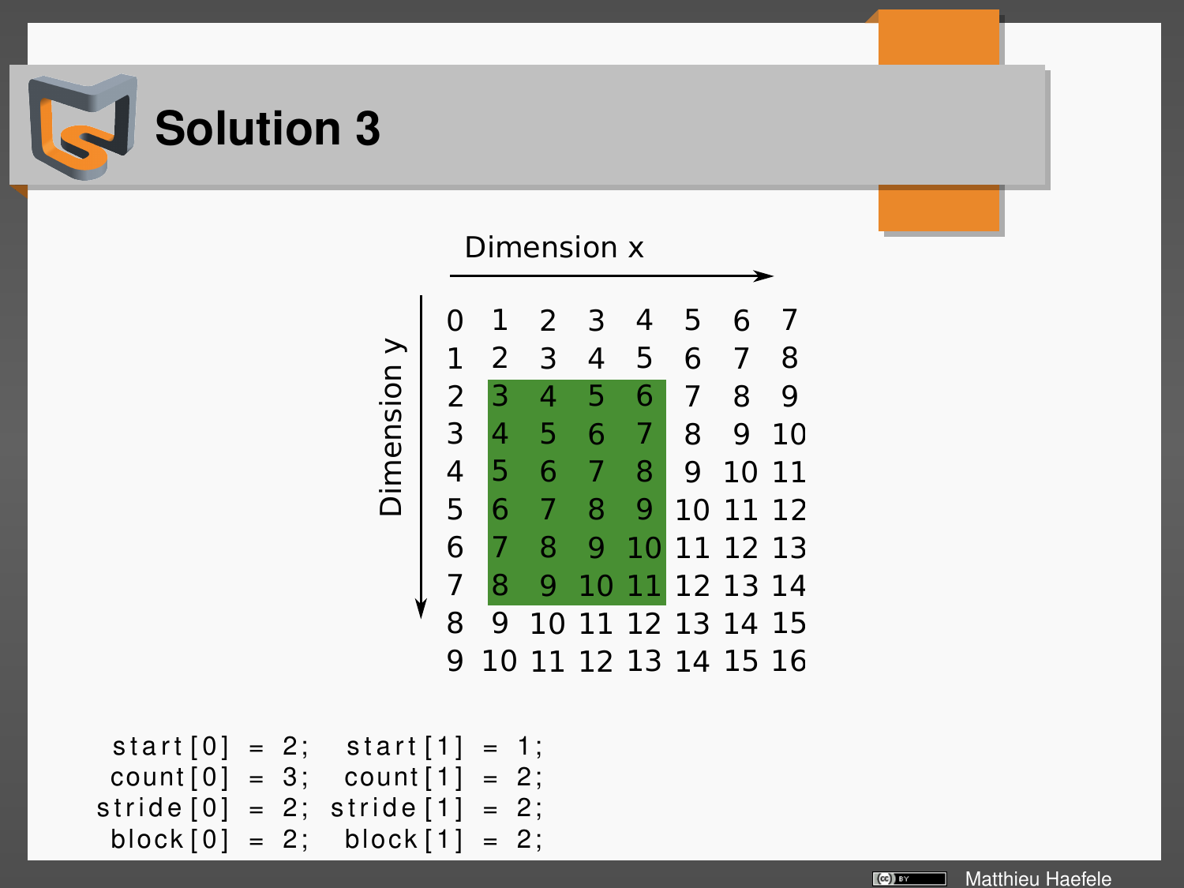# Solution 3

Dimension x →

Dimension y ↓

| | | | | | | | |
|---|---|---|---|---|---|---|---|
| 0 | 1 | 2 | 3 | 4 | 5 | 6 | 7 |
| 1 | 2 | 3 | 4 | 5 | 6 | 7 | 8 |
| 2 | **3** | **4** | **5** | **6** | 7 | 8 | 9 |
| 3 | **4** | **5** | **6** | **7** | 8 | 9 | 10 |
| 4 | **5** | **6** | **7** | **8** | 9 | 10 | 11 |
| 5 | **6** | **7** | **8** | **9** | 10 | 11 | 12 |
| 6 | **7** | **8** | **9** | **10** | 11 | 12 | 13 |
| 7 | **8** | **9** | **10** | **11** | 12 | 13 | 14 |
| 8 | 9 | 10 | 11 | 12 | 13 | 14 | 15 |
| 9 | 10 | 11 | 12 | 13 | 14 | 15 | 16 |

```
 start[0] = 2;   start[1] = 1;
 count[0] = 3;   count[1] = 2;
stride[0] = 2;  stride[1] = 2;
 block[0] = 2;   block[1] = 2;
```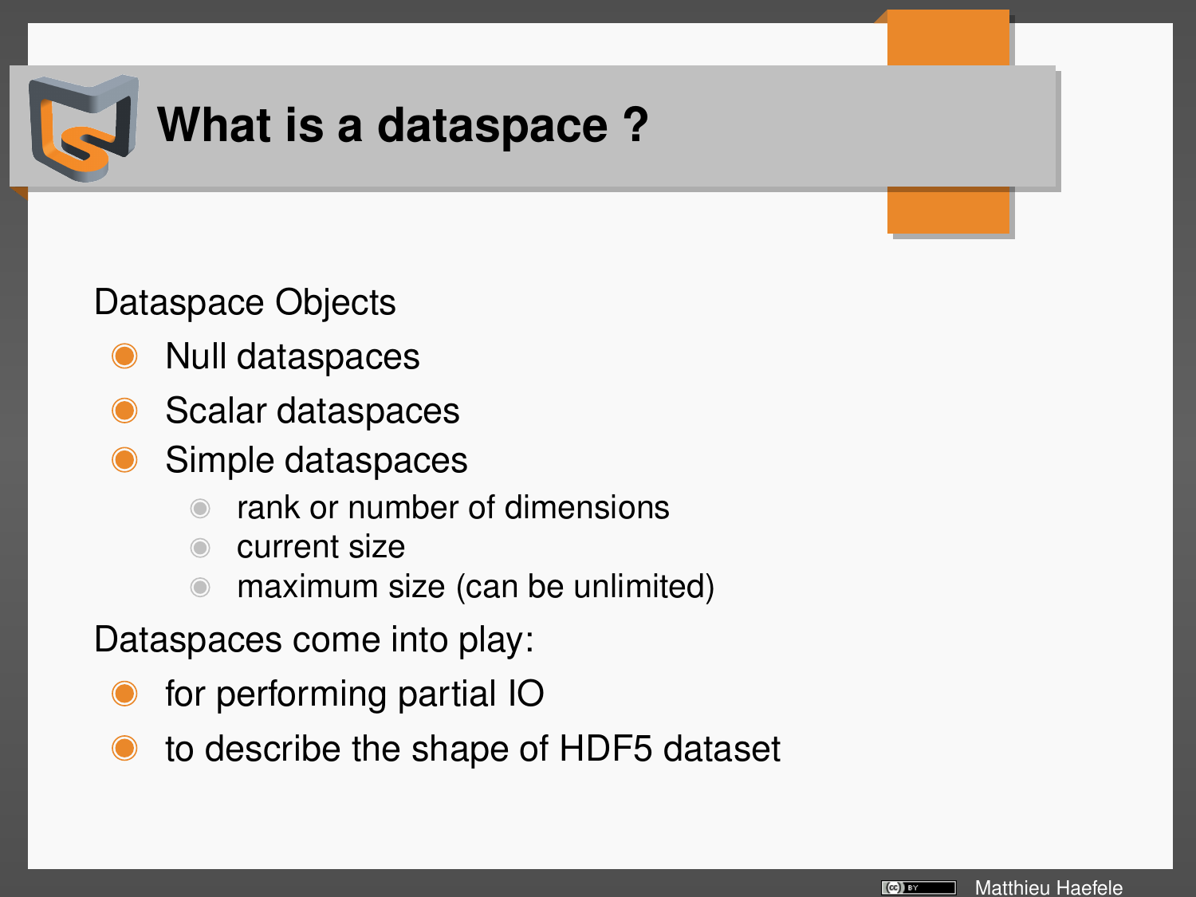# What is a dataspace ?

Dataspace Objects

- Null dataspaces
- Scalar dataspaces
- Simple dataspaces
  - rank or number of dimensions
  - current size
  - maximum size (can be unlimited)

Dataspaces come into play:

- for performing partial IO
- to describe the shape of HDF5 dataset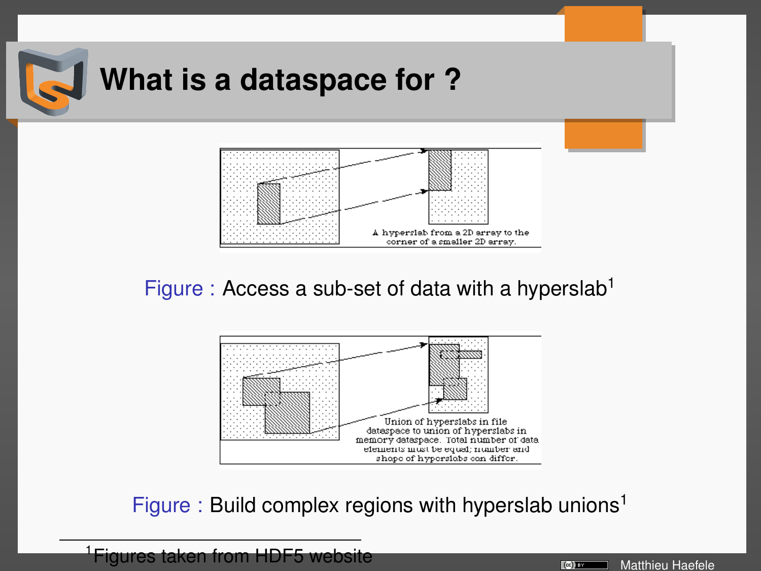# What is a dataspace for ?

A hyperslab from a 2D array to the corner of a smaller 2D array.

Figure : Access a sub-set of data with a hyperslab[1]

Union of hyperslabs in file dataspace to union of hyperslabs in memory dataspace. Total number of data elements must be equal; number and shape of hyperslabs can differ.

Figure : Build complex regions with hyperslab unions[1]

[1] Figures taken from HDF5 website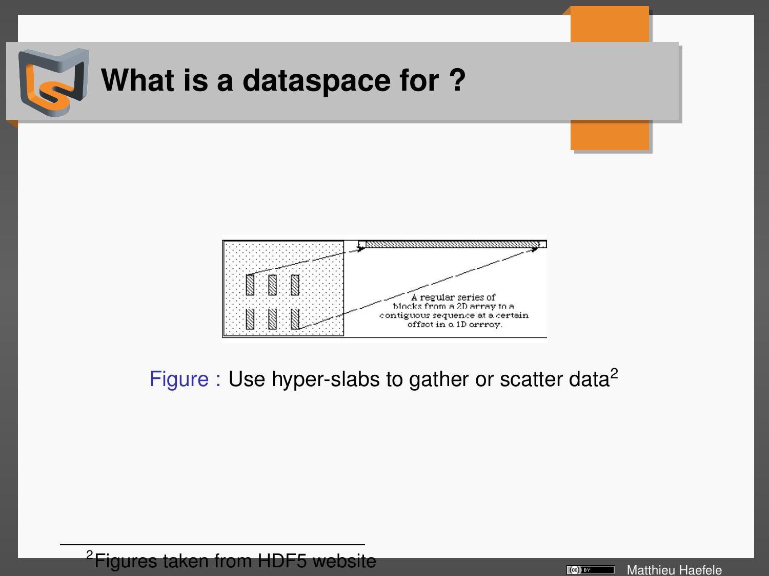# What is a dataspace for ?

A regular series of blocks from a 2D array to a contiguous sequence at a certain offset in a 1D array.

Figure : Use hyper-slabs to gather or scatter data[2]

[2] Figures taken from HDF5 website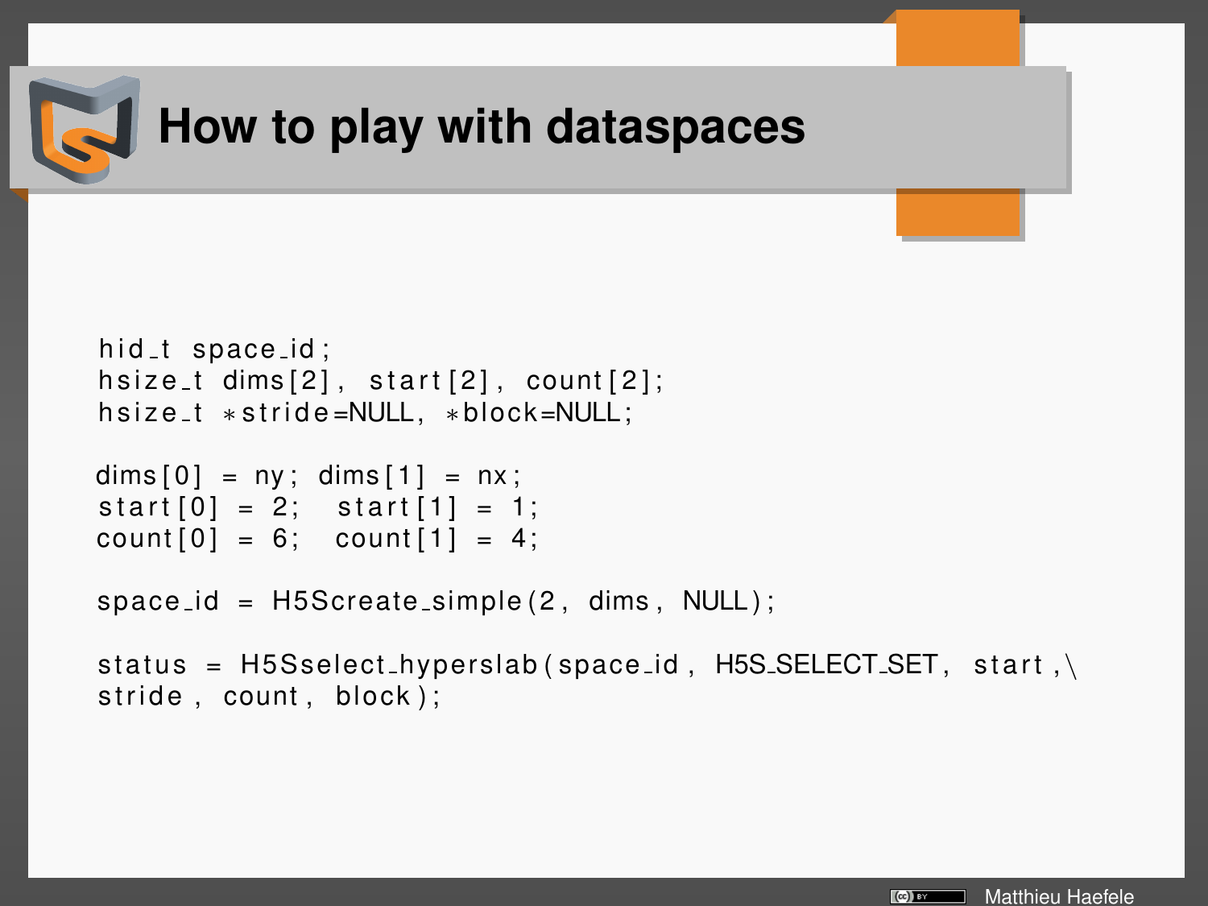# How to play with dataspaces

```
hid_t space_id;
hsize_t dims[2], start[2], count[2];
hsize_t *stride=NULL, *block=NULL;

dims[0] = ny; dims[1] = nx;
start[0] = 2;  start[1] = 1;
count[0] = 6;  count[1] = 4;

space_id = H5Screate_simple(2, dims, NULL);

status = H5Sselect_hyperslab(space_id, H5S_SELECT_SET, start,\
stride, count, block);
```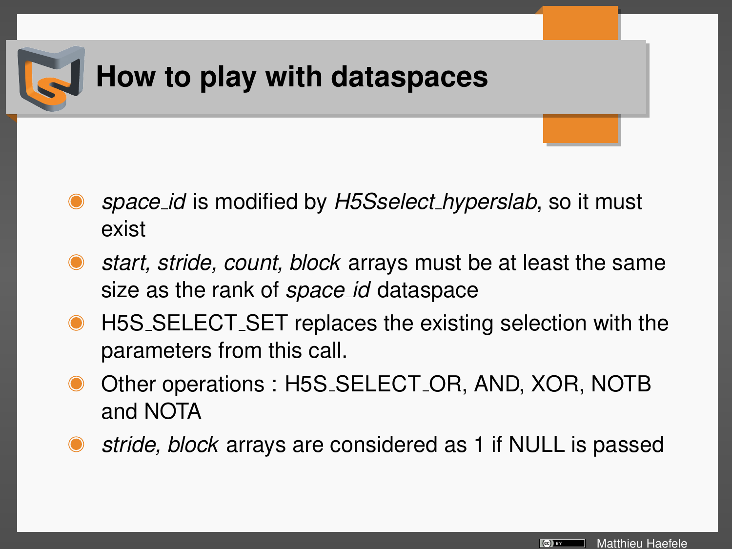# How to play with dataspaces

- *space_id* is modified by *H5Sselect_hyperslab*, so it must exist
- *start, stride, count, block* arrays must be at least the same size as the rank of *space_id* dataspace
- H5S_SELECT_SET replaces the existing selection with the parameters from this call.
- Other operations : H5S_SELECT_OR, AND, XOR, NOTB and NOTA
- *stride, block* arrays are considered as 1 if NULL is passed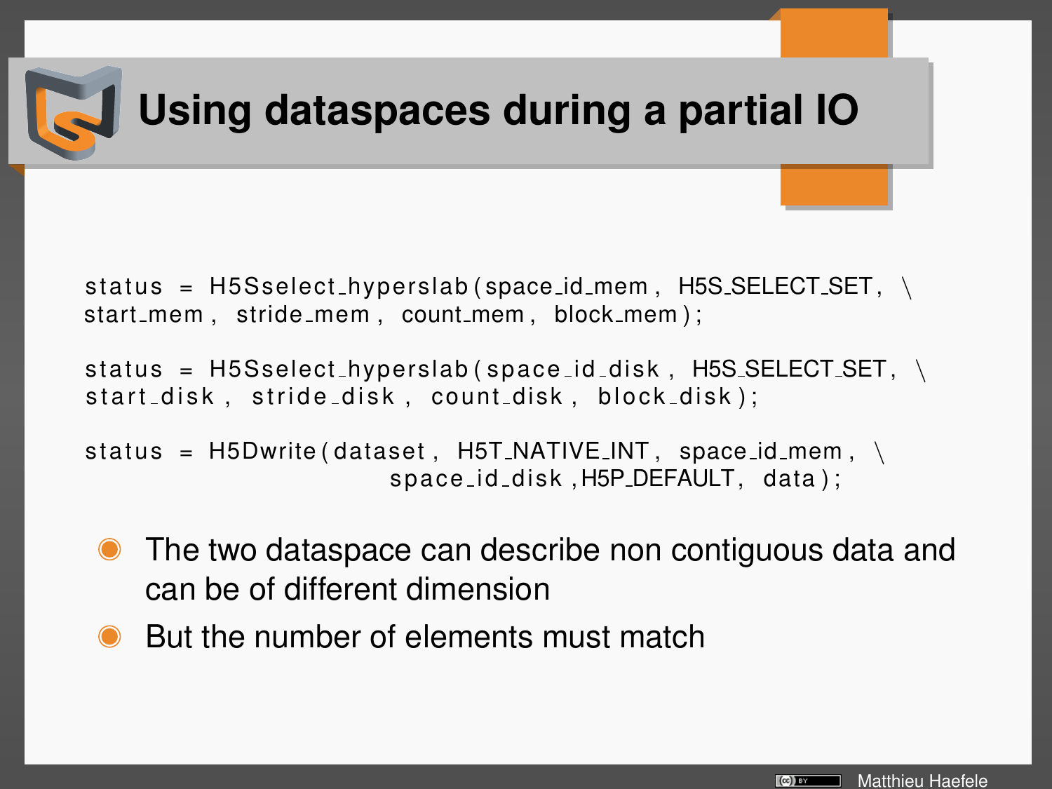# Using dataspaces during a partial IO

```
status = H5Sselect_hyperslab(space_id_mem, H5S_SELECT_SET, \
start_mem, stride_mem, count_mem, block_mem);

status = H5Sselect_hyperslab(space_id_disk, H5S_SELECT_SET, \
start_disk, stride_disk, count_disk, block_disk);

status = H5Dwrite(dataset, H5T_NATIVE_INT, space_id_mem, \
                          space_id_disk,H5P_DEFAULT, data);
```

- The two dataspace can describe non contiguous data and can be of different dimension
- But the number of elements must match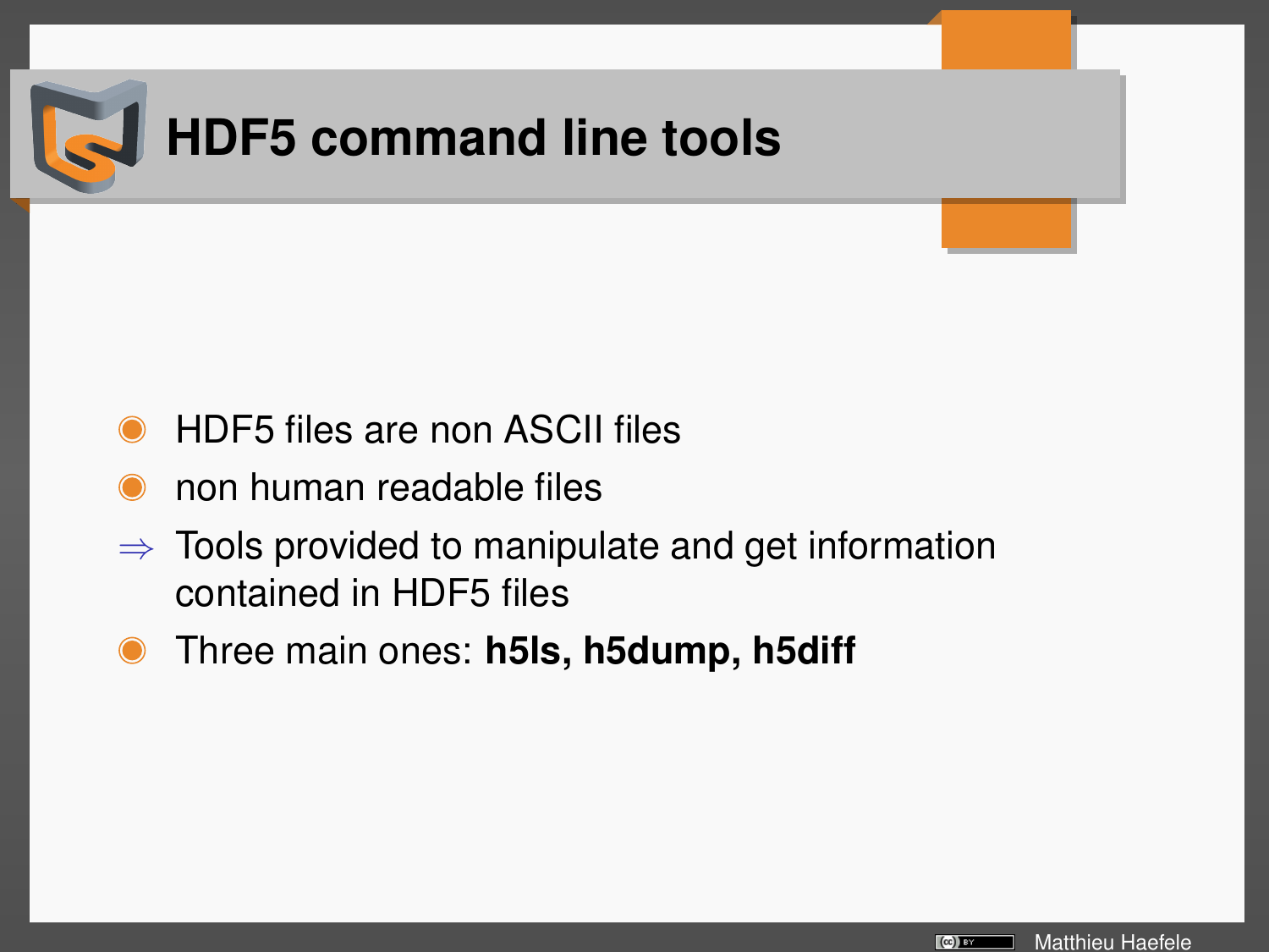# HDF5 command line tools

- HDF5 files are non ASCII files
- non human readable files

$\Rightarrow$ Tools provided to manipulate and get information contained in HDF5 files

- Three main ones: **h5ls, h5dump, h5diff**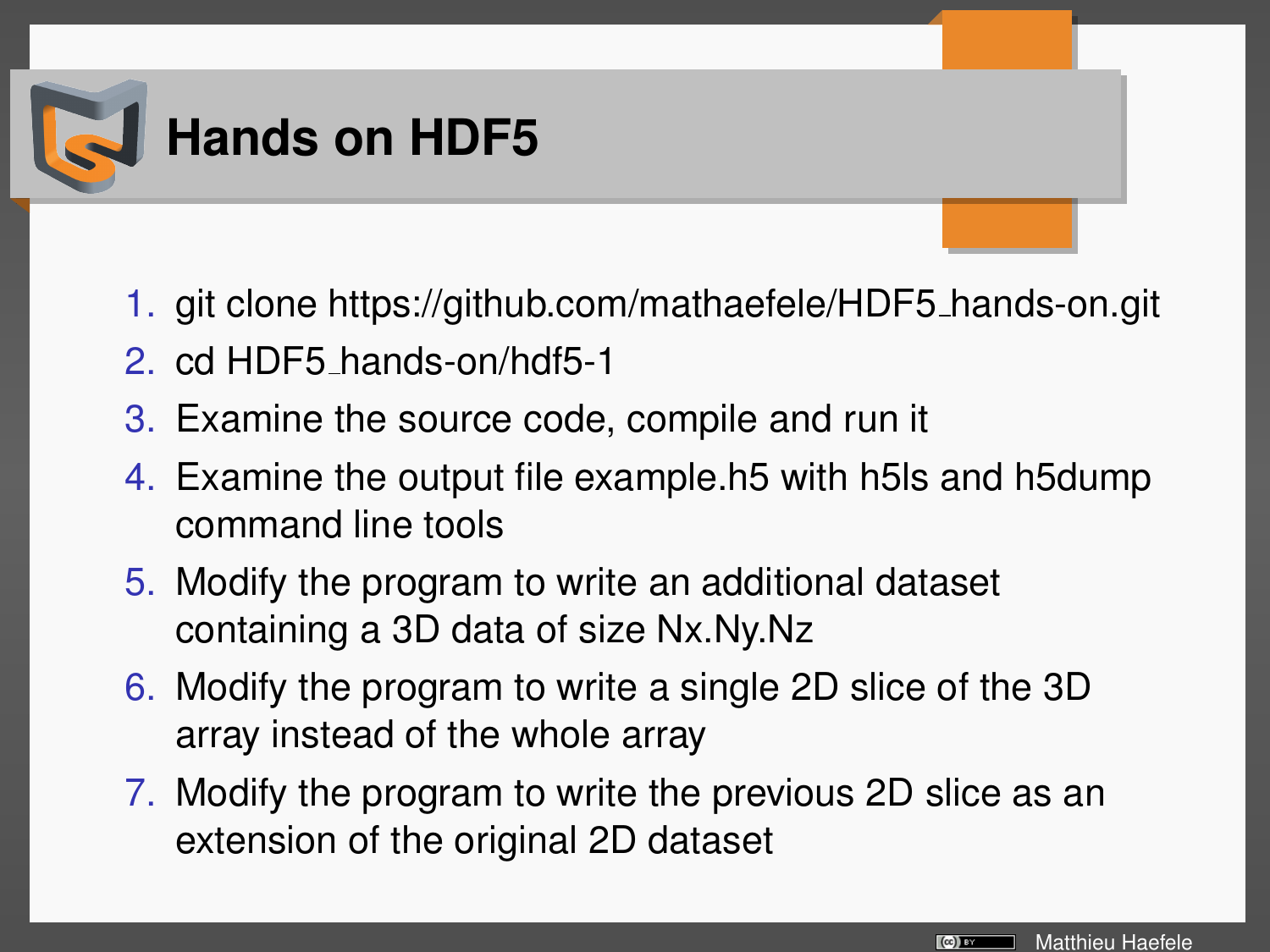# Hands on HDF5

1. git clone https://github.com/mathaefele/HDF5_hands-on.git
2. cd HDF5_hands-on/hdf5-1
3. Examine the source code, compile and run it
4. Examine the output file example.h5 with h5ls and h5dump command line tools
5. Modify the program to write an additional dataset containing a 3D data of size Nx.Ny.Nz
6. Modify the program to write a single 2D slice of the 3D array instead of the whole array
7. Modify the program to write the previous 2D slice as an extension of the original 2D dataset